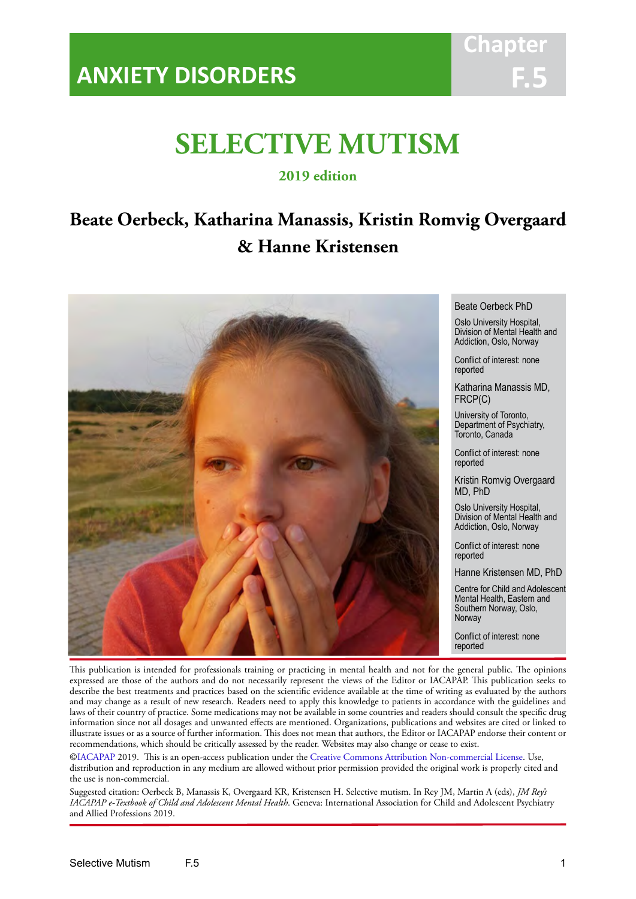# ANXIETY DISORDERS

Chapter F.5

# SELECTIVE MUTISM

**2019 edition**

## Beate Oerbeck, Katharina Manassis, Kristin Romvig Overgaard & Hanne Kristensen

Beate Oerbeck PhD

Oslo University Hospital, Division of Mental Health and Addiction, Oslo, Norway

Conflict of interest: none reported

Katharina Manassis MD, FRCP(C)

University of Toronto, Department of Psychiatry, Toronto, Canada

Conflict of interest: none reported

Kristin Romvig Overgaard MD, PhD

Oslo University Hospital, Division of Mental Health and Addiction, Oslo, Norway

Conflict of interest: none reported

Hanne Kristensen MD, PhD

Centre for Child and Adolescent Mental Health, Eastern and Southern Norway, Oslo, Norway

Conflict of interest: none reported

This publication is intended for professionals training or practicing in mental health and not for the general public. The opinions expressed are those of the authors and do not necessarily represent the views of the Editor or IACAPAP. This publication seeks to describe the best treatments and practices based on the scientific evidence available at the time of writing as evaluated by the authors and may change as a result of new research. Readers need to apply this knowledge to patients in accordance with the guidelines and laws of their country of practice. Some medications may not be available in some countries and readers should consult the specific drug information since not all dosages and unwanted effects are mentioned. Organizations, publications and websites are cited or linked to illustrate issues or as a source of further information. This does not mean that authors, the Editor or IACAPAP endorse their content or recommendations, which should be critically assessed by the reader. Websites may also change or cease to exist.

©IACAPAP 2019. This is an open-access publication under the Creative Commons Attribution Non-commercial License. Use, distribution and reproduction in any medium are allowed without prior permission provided the original work is properly cited and the use is non-commercial.

Suggested citation: Oerbeck B, Manassis K, Overgaard KR, Kristensen H. Selective mutism. In Rey JM, Martin A (eds), *JM Rey's IACAPAP e-Textbook of Child and Adolescent Mental Health*. Geneva: International Association for Child and Adolescent Psychiatry and Allied Professions 2019.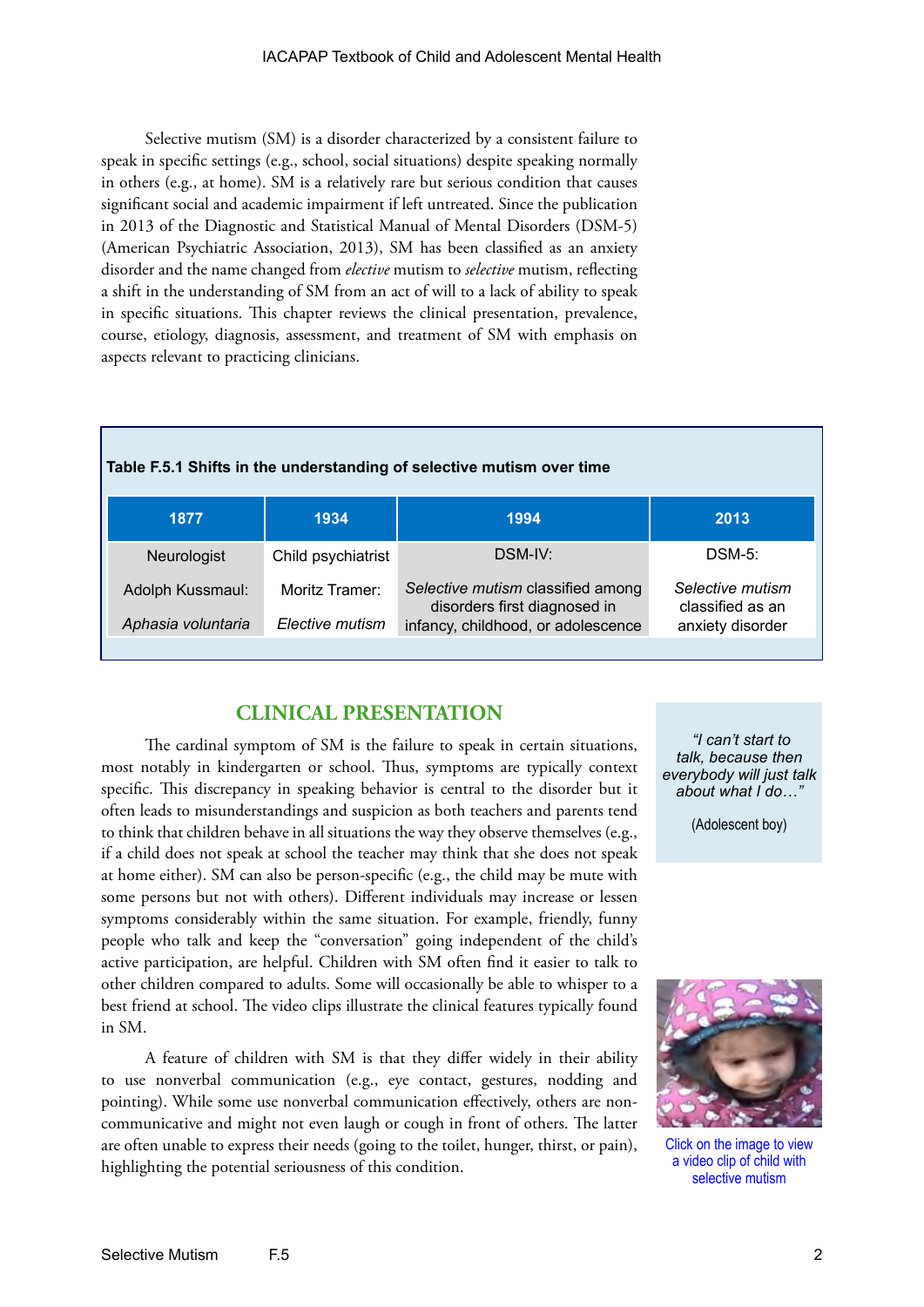Selective mutism (SM) is a disorder characterized by a consistent failure to speak in specific settings (e.g., school, social situations) despite speaking normally in others (e.g., at home). SM is a relatively rare but serious condition that causes significant social and academic impairment if left untreated. Since the publication in 2013 of the Diagnostic and Statistical Manual of Mental Disorders (DSM-5) (American Psychiatric Association, 2013), SM has been classified as an anxiety disorder and the name changed from *elective* mutism to *selective* mutism, reflecting a shift in the understanding of SM from an act of will to a lack of ability to speak in specific situations. This chapter reviews the clinical presentation, prevalence, course, etiology, diagnosis, assessment, and treatment of SM with emphasis on aspects relevant to practicing clinicians.

**Table F.5.1 Shifts in the understanding of selective mutism over time**

| 1877 | 1934 | 1994 | 2013 |
|---|---|---|---|
| Neurologist Adolph Kussmaul: *Aphasia voluntaria* | Child psychiatrist Moritz Tramer: *Elective mutism* | DSM-IV: *Selective mutism* classified among disorders first diagnosed in infancy, childhood, or adolescence | DSM-5: *Selective mutism* classified as an anxiety disorder |

## CLINICAL PRESENTATION

> *"I can't start to talk, because then everybody will just talk about what I do…"*
>
> (Adolescent boy)

The cardinal symptom of SM is the failure to speak in certain situations, most notably in kindergarten or school. Thus, symptoms are typically context specific. This discrepancy in speaking behavior is central to the disorder but it often leads to misunderstandings and suspicion as both teachers and parents tend to think that children behave in all situations the way they observe themselves (e.g., if a child does not speak at school the teacher may think that she does not speak at home either). SM can also be person-specific (e.g., the child may be mute with some persons but not with others). Different individuals may increase or lessen symptoms considerably within the same situation. For example, friendly, funny people who talk and keep the "conversation" going independent of the child's active participation, are helpful. Children with SM often find it easier to talk to other children compared to adults. Some will occasionally be able to whisper to a best friend at school. The video clips illustrate the clinical features typically found in SM.

A feature of children with SM is that they differ widely in their ability to use nonverbal communication (e.g., eye contact, gestures, nodding and pointing). While some use nonverbal communication effectively, others are non-communicative and might not even laugh or cough in front of others. The latter are often unable to express their needs (going to the toilet, hunger, thirst, or pain), highlighting the potential seriousness of this condition.

Click on the image to view a video clip of child with selective mutism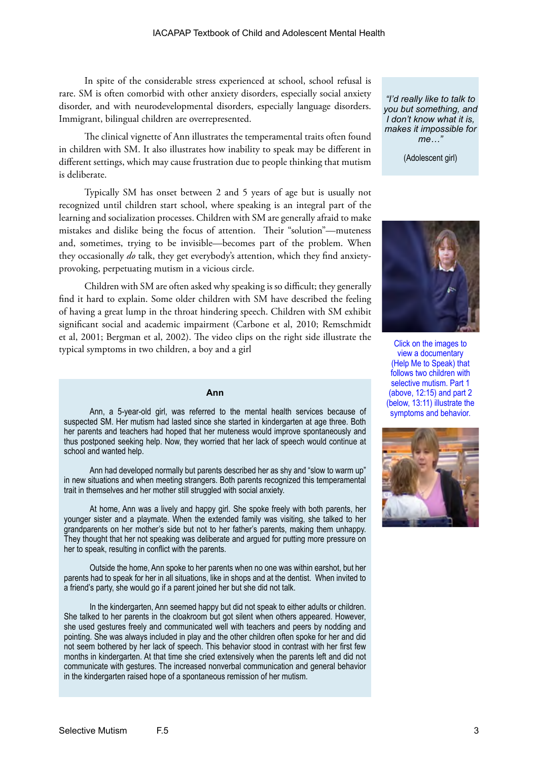In spite of the considerable stress experienced at school, school refusal is rare. SM is often comorbid with other anxiety disorders, especially social anxiety disorder, and with neurodevelopmental disorders, especially language disorders. Immigrant, bilingual children are overrepresented.

The clinical vignette of Ann illustrates the temperamental traits often found in children with SM. It also illustrates how inability to speak may be different in different settings, which may cause frustration due to people thinking that mutism is deliberate.

Typically SM has onset between 2 and 5 years of age but is usually not recognized until children start school, where speaking is an integral part of the learning and socialization processes. Children with SM are generally afraid to make mistakes and dislike being the focus of attention. Their "solution"—muteness and, sometimes, trying to be invisible—becomes part of the problem. When they occasionally *do* talk, they get everybody's attention, which they find anxiety-provoking, perpetuating mutism in a vicious circle.

Children with SM are often asked why speaking is so difficult; they generally find it hard to explain. Some older children with SM have described the feeling of having a great lump in the throat hindering speech. Children with SM exhibit significant social and academic impairment (Carbone et al, 2010; Remschmidt et al, 2001; Bergman et al, 2002). The video clips on the right side illustrate the typical symptoms in two children, a boy and a girl

*"I'd really like to talk to you but something, and I don't know what it is, makes it impossible for me…"*

(Adolescent girl)

Click on the images to view a documentary (Help Me to Speak) that follows two children with selective mutism. Part 1 (above, 12:15) and part 2 (below, 13:11) illustrate the symptoms and behavior.

**Ann**

Ann, a 5-year-old girl, was referred to the mental health services because of suspected SM. Her mutism had lasted since she started in kindergarten at age three. Both her parents and teachers had hoped that her muteness would improve spontaneously and thus postponed seeking help. Now, they worried that her lack of speech would continue at school and wanted help.

Ann had developed normally but parents described her as shy and "slow to warm up" in new situations and when meeting strangers. Both parents recognized this temperamental trait in themselves and her mother still struggled with social anxiety.

At home, Ann was a lively and happy girl. She spoke freely with both parents, her younger sister and a playmate. When the extended family was visiting, she talked to her grandparents on her mother's side but not to her father's parents, making them unhappy. They thought that her not speaking was deliberate and argued for putting more pressure on her to speak, resulting in conflict with the parents.

Outside the home, Ann spoke to her parents when no one was within earshot, but her parents had to speak for her in all situations, like in shops and at the dentist. When invited to a friend's party, she would go if a parent joined her but she did not talk.

In the kindergarten, Ann seemed happy but did not speak to either adults or children. She talked to her parents in the cloakroom but got silent when others appeared. However, she used gestures freely and communicated well with teachers and peers by nodding and pointing. She was always included in play and the other children often spoke for her and did not seem bothered by her lack of speech. This behavior stood in contrast with her first few months in kindergarten. At that time she cried extensively when the parents left and did not communicate with gestures. The increased nonverbal communication and general behavior in the kindergarten raised hope of a spontaneous remission of her mutism.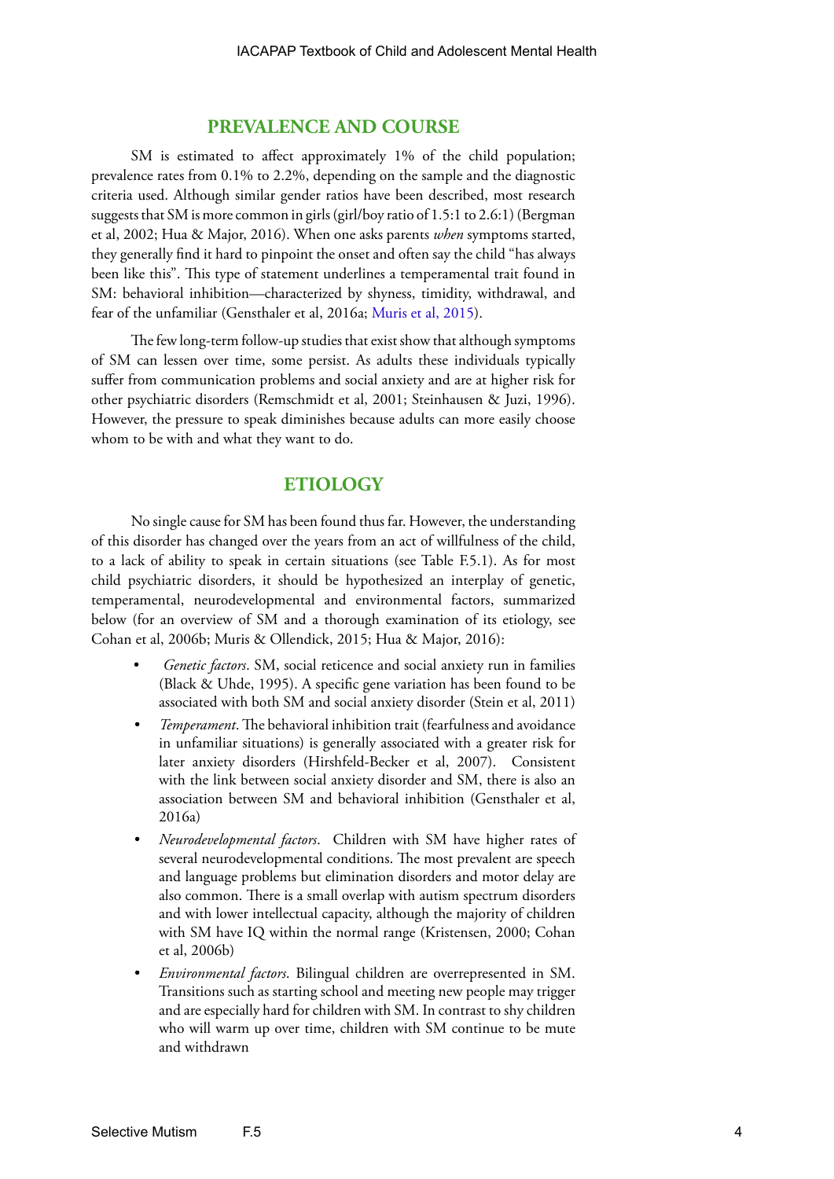## PREVALENCE AND COURSE

SM is estimated to affect approximately 1% of the child population; prevalence rates from 0.1% to 2.2%, depending on the sample and the diagnostic criteria used. Although similar gender ratios have been described, most research suggests that SM is more common in girls (girl/boy ratio of 1.5:1 to 2.6:1) (Bergman et al, 2002; Hua & Major, 2016). When one asks parents *when* symptoms started, they generally find it hard to pinpoint the onset and often say the child "has always been like this". This type of statement underlines a temperamental trait found in SM: behavioral inhibition—characterized by shyness, timidity, withdrawal, and fear of the unfamiliar (Gensthaler et al, 2016a; Muris et al, 2015).

The few long-term follow-up studies that exist show that although symptoms of SM can lessen over time, some persist. As adults these individuals typically suffer from communication problems and social anxiety and are at higher risk for other psychiatric disorders (Remschmidt et al, 2001; Steinhausen & Juzi, 1996). However, the pressure to speak diminishes because adults can more easily choose whom to be with and what they want to do.

## ETIOLOGY

No single cause for SM has been found thus far. However, the understanding of this disorder has changed over the years from an act of willfulness of the child, to a lack of ability to speak in certain situations (see Table F.5.1). As for most child psychiatric disorders, it should be hypothesized an interplay of genetic, temperamental, neurodevelopmental and environmental factors, summarized below (for an overview of SM and a thorough examination of its etiology, see Cohan et al, 2006b; Muris & Ollendick, 2015; Hua & Major, 2016):

- *Genetic factors*. SM, social reticence and social anxiety run in families (Black & Uhde, 1995). A specific gene variation has been found to be associated with both SM and social anxiety disorder (Stein et al, 2011)
- *Temperament*. The behavioral inhibition trait (fearfulness and avoidance in unfamiliar situations) is generally associated with a greater risk for later anxiety disorders (Hirshfeld-Becker et al, 2007). Consistent with the link between social anxiety disorder and SM, there is also an association between SM and behavioral inhibition (Gensthaler et al, 2016a)
- *Neurodevelopmental factors*. Children with SM have higher rates of several neurodevelopmental conditions. The most prevalent are speech and language problems but elimination disorders and motor delay are also common. There is a small overlap with autism spectrum disorders and with lower intellectual capacity, although the majority of children with SM have IQ within the normal range (Kristensen, 2000; Cohan et al, 2006b)
- *Environmental factors*. Bilingual children are overrepresented in SM. Transitions such as starting school and meeting new people may trigger and are especially hard for children with SM. In contrast to shy children who will warm up over time, children with SM continue to be mute and withdrawn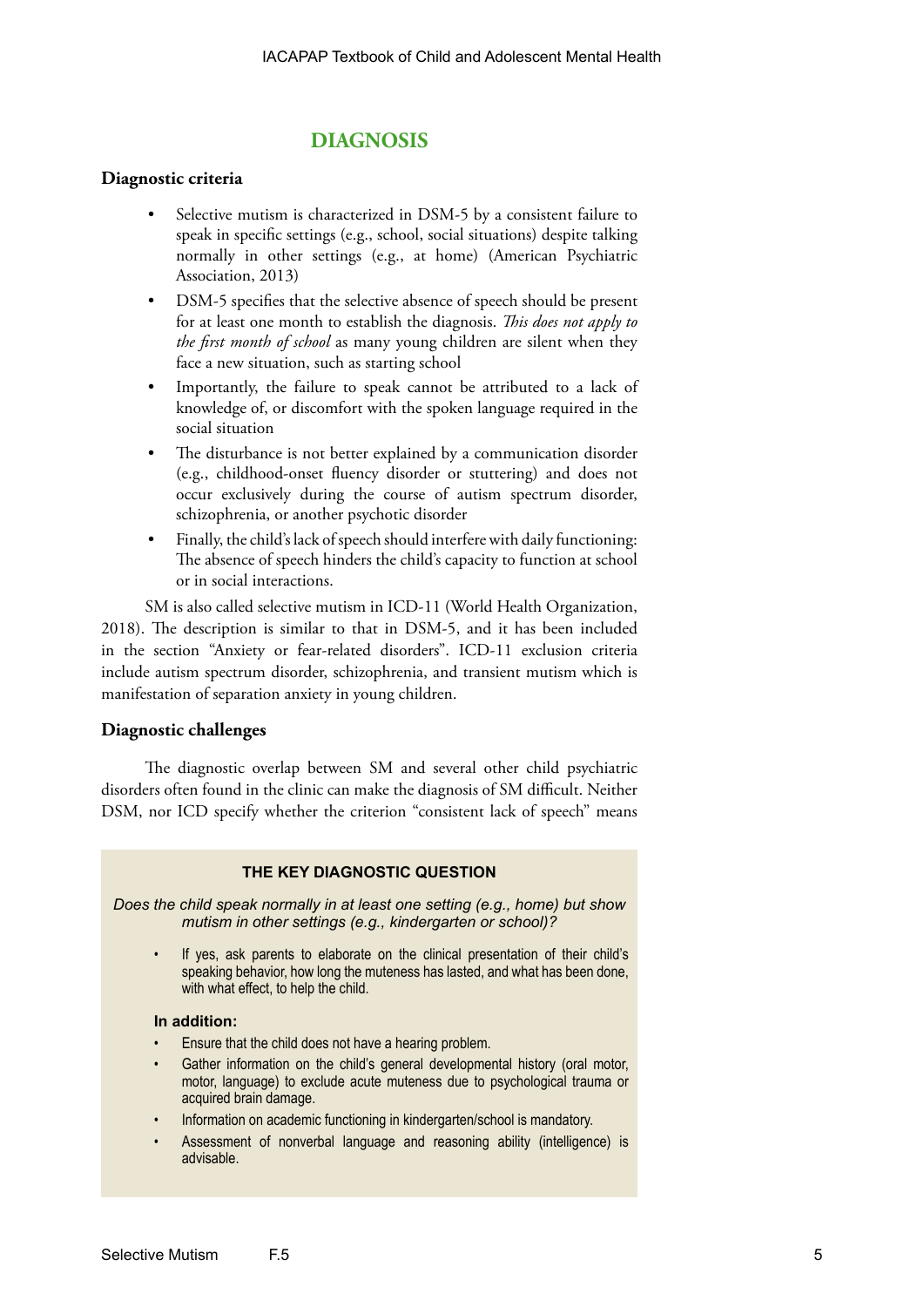## DIAGNOSIS

### Diagnostic criteria

- Selective mutism is characterized in DSM-5 by a consistent failure to speak in specific settings (e.g., school, social situations) despite talking normally in other settings (e.g., at home) (American Psychiatric Association, 2013)
- DSM-5 specifies that the selective absence of speech should be present for at least one month to establish the diagnosis. *This does not apply to the first month of school* as many young children are silent when they face a new situation, such as starting school
- Importantly, the failure to speak cannot be attributed to a lack of knowledge of, or discomfort with the spoken language required in the social situation
- The disturbance is not better explained by a communication disorder (e.g., childhood-onset fluency disorder or stuttering) and does not occur exclusively during the course of autism spectrum disorder, schizophrenia, or another psychotic disorder
- Finally, the child's lack of speech should interfere with daily functioning: The absence of speech hinders the child's capacity to function at school or in social interactions.

SM is also called selective mutism in ICD-11 (World Health Organization, 2018). The description is similar to that in DSM-5, and it has been included in the section "Anxiety or fear-related disorders". ICD-11 exclusion criteria include autism spectrum disorder, schizophrenia, and transient mutism which is manifestation of separation anxiety in young children.

### Diagnostic challenges

The diagnostic overlap between SM and several other child psychiatric disorders often found in the clinic can make the diagnosis of SM difficult. Neither DSM, nor ICD specify whether the criterion "consistent lack of speech" means

**THE KEY DIAGNOSTIC QUESTION**

*Does the child speak normally in at least one setting (e.g., home) but show mutism in other settings (e.g., kindergarten or school)?*

- If yes, ask parents to elaborate on the clinical presentation of their child's speaking behavior, how long the muteness has lasted, and what has been done, with what effect, to help the child.

**In addition:**

- Ensure that the child does not have a hearing problem.
- Gather information on the child's general developmental history (oral motor, motor, language) to exclude acute muteness due to psychological trauma or acquired brain damage.
- Information on academic functioning in kindergarten/school is mandatory.
- Assessment of nonverbal language and reasoning ability (intelligence) is advisable.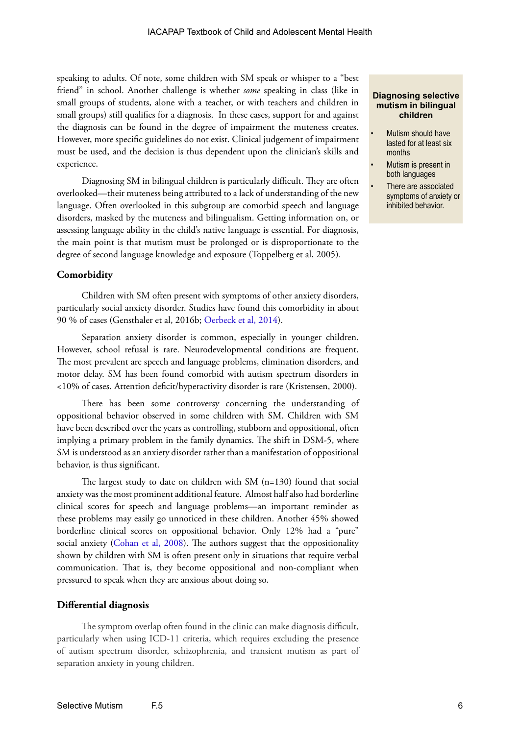speaking to adults. Of note, some children with SM speak or whisper to a "best friend" in school. Another challenge is whether *some* speaking in class (like in small groups of students, alone with a teacher, or with teachers and children in small groups) still qualifies for a diagnosis. In these cases, support for and against the diagnosis can be found in the degree of impairment the muteness creates. However, more specific guidelines do not exist. Clinical judgement of impairment must be used, and the decision is thus dependent upon the clinician's skills and experience.

Diagnosing SM in bilingual children is particularly difficult. They are often overlooked—their muteness being attributed to a lack of understanding of the new language. Often overlooked in this subgroup are comorbid speech and language disorders, masked by the muteness and bilingualism. Getting information on, or assessing language ability in the child's native language is essential. For diagnosis, the main point is that mutism must be prolonged or is disproportionate to the degree of second language knowledge and exposure (Toppelberg et al, 2005).

**Diagnosing selective mutism in bilingual children**

- Mutism should have lasted for at least six months
- Mutism is present in both languages
- There are associated symptoms of anxiety or inhibited behavior.

## Comorbidity

Children with SM often present with symptoms of other anxiety disorders, particularly social anxiety disorder. Studies have found this comorbidity in about 90 % of cases (Gensthaler et al, 2016b; Oerbeck et al, 2014).

Separation anxiety disorder is common, especially in younger children. However, school refusal is rare. Neurodevelopmental conditions are frequent. The most prevalent are speech and language problems, elimination disorders, and motor delay. SM has been found comorbid with autism spectrum disorders in <10% of cases. Attention deficit/hyperactivity disorder is rare (Kristensen, 2000).

There has been some controversy concerning the understanding of oppositional behavior observed in some children with SM. Children with SM have been described over the years as controlling, stubborn and oppositional, often implying a primary problem in the family dynamics. The shift in DSM-5, where SM is understood as an anxiety disorder rather than a manifestation of oppositional behavior, is thus significant.

The largest study to date on children with SM (n=130) found that social anxiety was the most prominent additional feature. Almost half also had borderline clinical scores for speech and language problems—an important reminder as these problems may easily go unnoticed in these children. Another 45% showed borderline clinical scores on oppositional behavior. Only 12% had a "pure" social anxiety (Cohan et al, 2008). The authors suggest that the oppositionality shown by children with SM is often present only in situations that require verbal communication. That is, they become oppositional and non-compliant when pressured to speak when they are anxious about doing so.

## Differential diagnosis

The symptom overlap often found in the clinic can make diagnosis difficult, particularly when using ICD-11 criteria, which requires excluding the presence of autism spectrum disorder, schizophrenia, and transient mutism as part of separation anxiety in young children.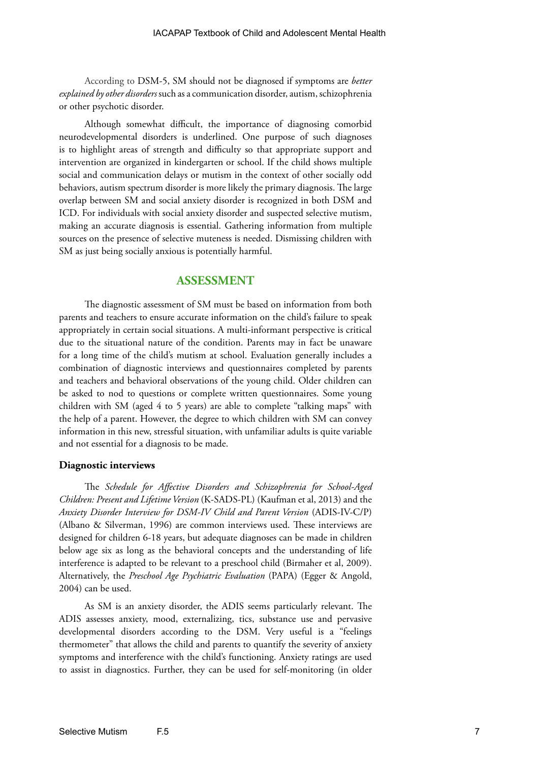According to DSM-5, SM should not be diagnosed if symptoms are *better explained by other disorders* such as a communication disorder, autism, schizophrenia or other psychotic disorder.

Although somewhat difficult, the importance of diagnosing comorbid neurodevelopmental disorders is underlined. One purpose of such diagnoses is to highlight areas of strength and difficulty so that appropriate support and intervention are organized in kindergarten or school. If the child shows multiple social and communication delays or mutism in the context of other socially odd behaviors, autism spectrum disorder is more likely the primary diagnosis. The large overlap between SM and social anxiety disorder is recognized in both DSM and ICD. For individuals with social anxiety disorder and suspected selective mutism, making an accurate diagnosis is essential. Gathering information from multiple sources on the presence of selective muteness is needed. Dismissing children with SM as just being socially anxious is potentially harmful.

## ASSESSMENT

The diagnostic assessment of SM must be based on information from both parents and teachers to ensure accurate information on the child's failure to speak appropriately in certain social situations. A multi-informant perspective is critical due to the situational nature of the condition. Parents may in fact be unaware for a long time of the child's mutism at school. Evaluation generally includes a combination of diagnostic interviews and questionnaires completed by parents and teachers and behavioral observations of the young child. Older children can be asked to nod to questions or complete written questionnaires. Some young children with SM (aged 4 to 5 years) are able to complete "talking maps" with the help of a parent. However, the degree to which children with SM can convey information in this new, stressful situation, with unfamiliar adults is quite variable and not essential for a diagnosis to be made.

### Diagnostic interviews

The *Schedule for Affective Disorders and Schizophrenia for School-Aged Children: Present and Lifetime Version* (K-SADS-PL) (Kaufman et al, 2013) and the *Anxiety Disorder Interview for DSM-IV Child and Parent Version* (ADIS-IV-C/P) (Albano & Silverman, 1996) are common interviews used. These interviews are designed for children 6-18 years, but adequate diagnoses can be made in children below age six as long as the behavioral concepts and the understanding of life interference is adapted to be relevant to a preschool child (Birmaher et al, 2009). Alternatively, the *Preschool Age Psychiatric Evaluation* (PAPA) (Egger & Angold, 2004) can be used.

As SM is an anxiety disorder, the ADIS seems particularly relevant. The ADIS assesses anxiety, mood, externalizing, tics, substance use and pervasive developmental disorders according to the DSM. Very useful is a "feelings thermometer" that allows the child and parents to quantify the severity of anxiety symptoms and interference with the child's functioning. Anxiety ratings are used to assist in diagnostics. Further, they can be used for self-monitoring (in older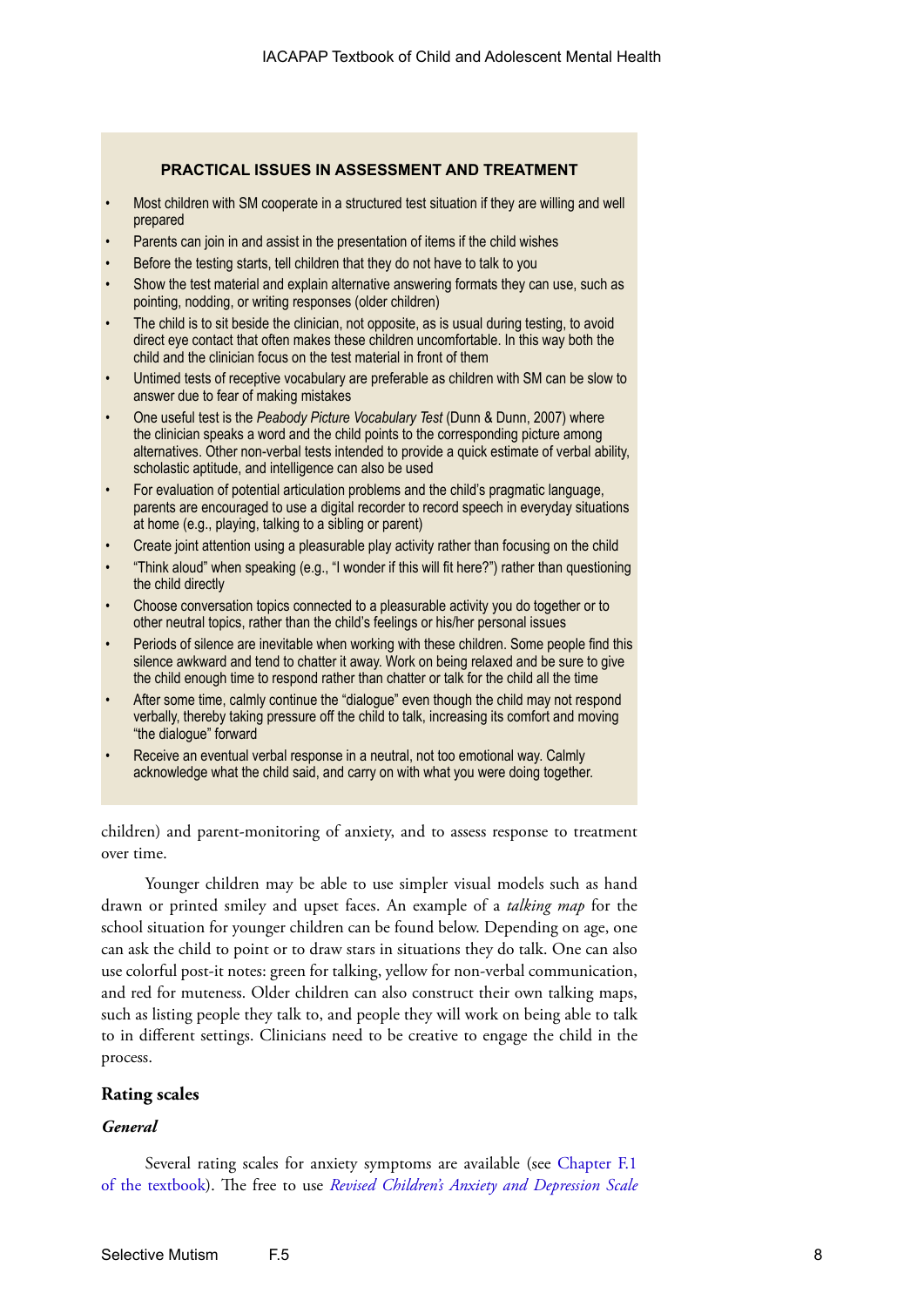**PRACTICAL ISSUES IN ASSESSMENT AND TREATMENT**

- Most children with SM cooperate in a structured test situation if they are willing and well prepared
- Parents can join in and assist in the presentation of items if the child wishes
- Before the testing starts, tell children that they do not have to talk to you
- Show the test material and explain alternative answering formats they can use, such as pointing, nodding, or writing responses (older children)
- The child is to sit beside the clinician, not opposite, as is usual during testing, to avoid direct eye contact that often makes these children uncomfortable. In this way both the child and the clinician focus on the test material in front of them
- Untimed tests of receptive vocabulary are preferable as children with SM can be slow to answer due to fear of making mistakes
- One useful test is the *Peabody Picture Vocabulary Test* (Dunn & Dunn, 2007) where the clinician speaks a word and the child points to the corresponding picture among alternatives. Other non-verbal tests intended to provide a quick estimate of verbal ability, scholastic aptitude, and intelligence can also be used
- For evaluation of potential articulation problems and the child's pragmatic language, parents are encouraged to use a digital recorder to record speech in everyday situations at home (e.g., playing, talking to a sibling or parent)
- Create joint attention using a pleasurable play activity rather than focusing on the child
- "Think aloud" when speaking (e.g., "I wonder if this will fit here?") rather than questioning the child directly
- Choose conversation topics connected to a pleasurable activity you do together or to other neutral topics, rather than the child's feelings or his/her personal issues
- Periods of silence are inevitable when working with these children. Some people find this silence awkward and tend to chatter it away. Work on being relaxed and be sure to give the child enough time to respond rather than chatter or talk for the child all the time
- After some time, calmly continue the "dialogue" even though the child may not respond verbally, thereby taking pressure off the child to talk, increasing its comfort and moving "the dialogue" forward
- Receive an eventual verbal response in a neutral, not too emotional way. Calmly acknowledge what the child said, and carry on with what you were doing together.

children) and parent-monitoring of anxiety, and to assess response to treatment over time.

Younger children may be able to use simpler visual models such as hand drawn or printed smiley and upset faces. An example of a *talking map* for the school situation for younger children can be found below. Depending on age, one can ask the child to point or to draw stars in situations they do talk. One can also use colorful post-it notes: green for talking, yellow for non-verbal communication, and red for muteness. Older children can also construct their own talking maps, such as listing people they talk to, and people they will work on being able to talk to in different settings. Clinicians need to be creative to engage the child in the process.

## Rating scales

### *General*

Several rating scales for anxiety symptoms are available (see Chapter F.1 of the textbook). The free to use *Revised Children's Anxiety and Depression Scale*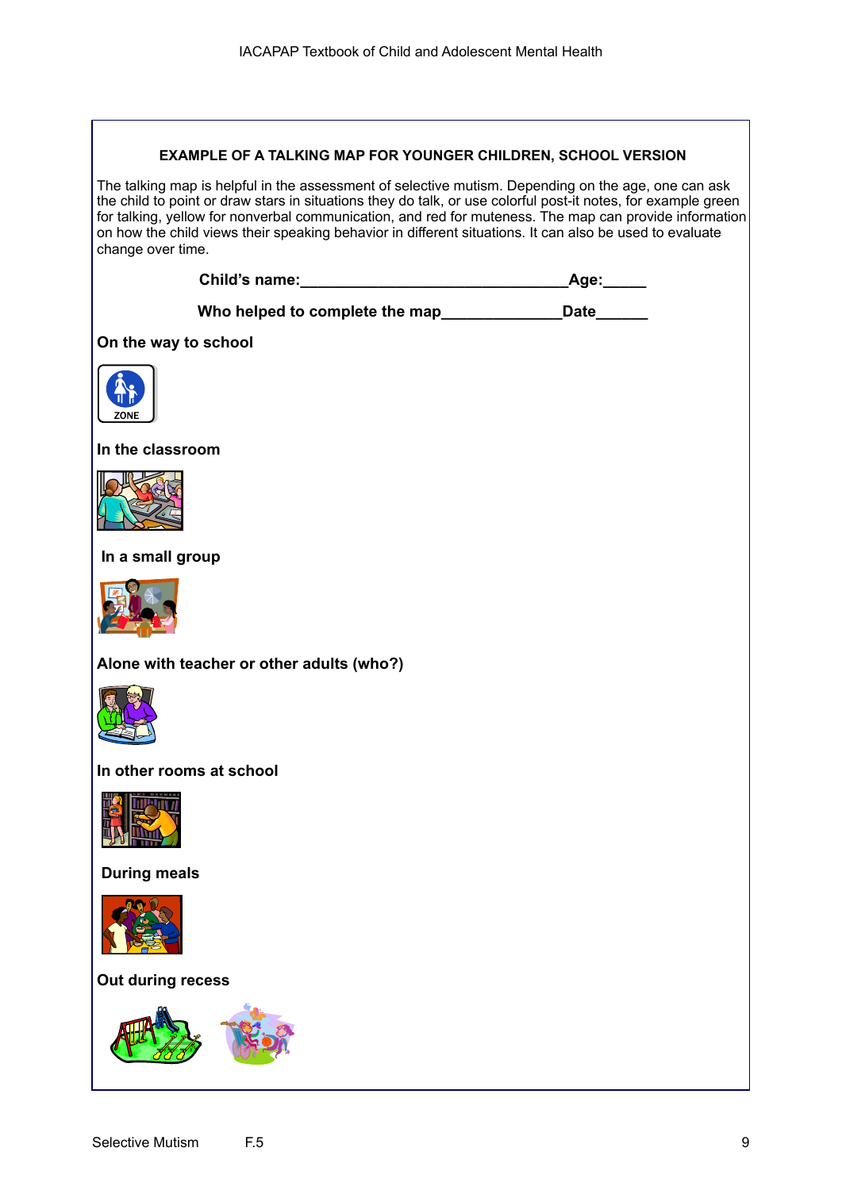**EXAMPLE OF A TALKING MAP FOR YOUNGER CHILDREN, SCHOOL VERSION**

The talking map is helpful in the assessment of selective mutism. Depending on the age, one can ask the child to point or draw stars in situations they do talk, or use colorful post-it notes, for example green for talking, yellow for nonverbal communication, and red for muteness. The map can provide information on how the child views their speaking behavior in different situations. It can also be used to evaluate change over time.

**Child's name:\_\_\_\_\_\_\_\_\_\_\_\_\_\_\_\_\_\_\_\_\_\_\_\_\_\_\_\_\_\_\_Age:\_\_\_\_\_**

**Who helped to complete the map\_\_\_\_\_\_\_\_\_\_\_\_\_\_Date\_\_\_\_\_\_**

**On the way to school**

**In the classroom**

**In a small group**

**Alone with teacher or other adults (who?)**

**In other rooms at school**

**During meals**

**Out during recess**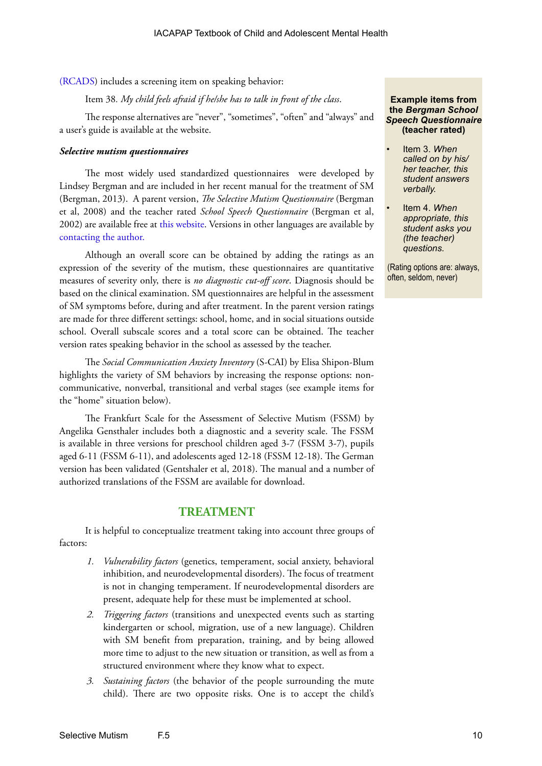(RCADS) includes a screening item on speaking behavior:

Item 38. *My child feels afraid if he/she has to talk in front of the class.*

The response alternatives are "never", "sometimes", "often" and "always" and a user's guide is available at the website.

***Selective mutism questionnaires***

The most widely used standardized questionnaires were developed by Lindsey Bergman and are included in her recent manual for the treatment of SM (Bergman, 2013). A parent version, *The Selective Mutism Questionnaire* (Bergman et al, 2008) and the teacher rated *School Speech Questionnaire* (Bergman et al, 2002) are available free at this website. Versions in other languages are available by contacting the author.

Although an overall score can be obtained by adding the ratings as an expression of the severity of the mutism, these questionnaires are quantitative measures of severity only, there is *no diagnostic cut-off score*. Diagnosis should be based on the clinical examination. SM questionnaires are helpful in the assessment of SM symptoms before, during and after treatment. In the parent version ratings are made for three different settings: school, home, and in social situations outside school. Overall subscale scores and a total score can be obtained. The teacher version rates speaking behavior in the school as assessed by the teacher.

The *Social Communication Anxiety Inventory* (S-CAI) by Elisa Shipon-Blum highlights the variety of SM behaviors by increasing the response options: non-communicative, nonverbal, transitional and verbal stages (see example items for the "home" situation below).

The Frankfurt Scale for the Assessment of Selective Mutism (FSSM) by Angelika Gensthaler includes both a diagnostic and a severity scale. The FSSM is available in three versions for preschool children aged 3-7 (FSSM 3-7), pupils aged 6-11 (FSSM 6-11), and adolescents aged 12-18 (FSSM 12-18). The German version has been validated (Gentshaler et al, 2018). The manual and a number of authorized translations of the FSSM are available for download.

**Example items from the *Bergman School Speech Questionnaire* (teacher rated)**

- Item 3. *When called on by his/her teacher, this student answers verbally.*
- Item 4. *When appropriate, this student asks you (the teacher) questions.*

(Rating options are: always, often, seldom, never)

## TREATMENT

It is helpful to conceptualize treatment taking into account three groups of factors:

1. *Vulnerability factors* (genetics, temperament, social anxiety, behavioral inhibition, and neurodevelopmental disorders). The focus of treatment is not in changing temperament. If neurodevelopmental disorders are present, adequate help for these must be implemented at school.
2. *Triggering factors* (transitions and unexpected events such as starting kindergarten or school, migration, use of a new language). Children with SM benefit from preparation, training, and by being allowed more time to adjust to the new situation or transition, as well as from a structured environment where they know what to expect.
3. *Sustaining factors* (the behavior of the people surrounding the mute child). There are two opposite risks. One is to accept the child's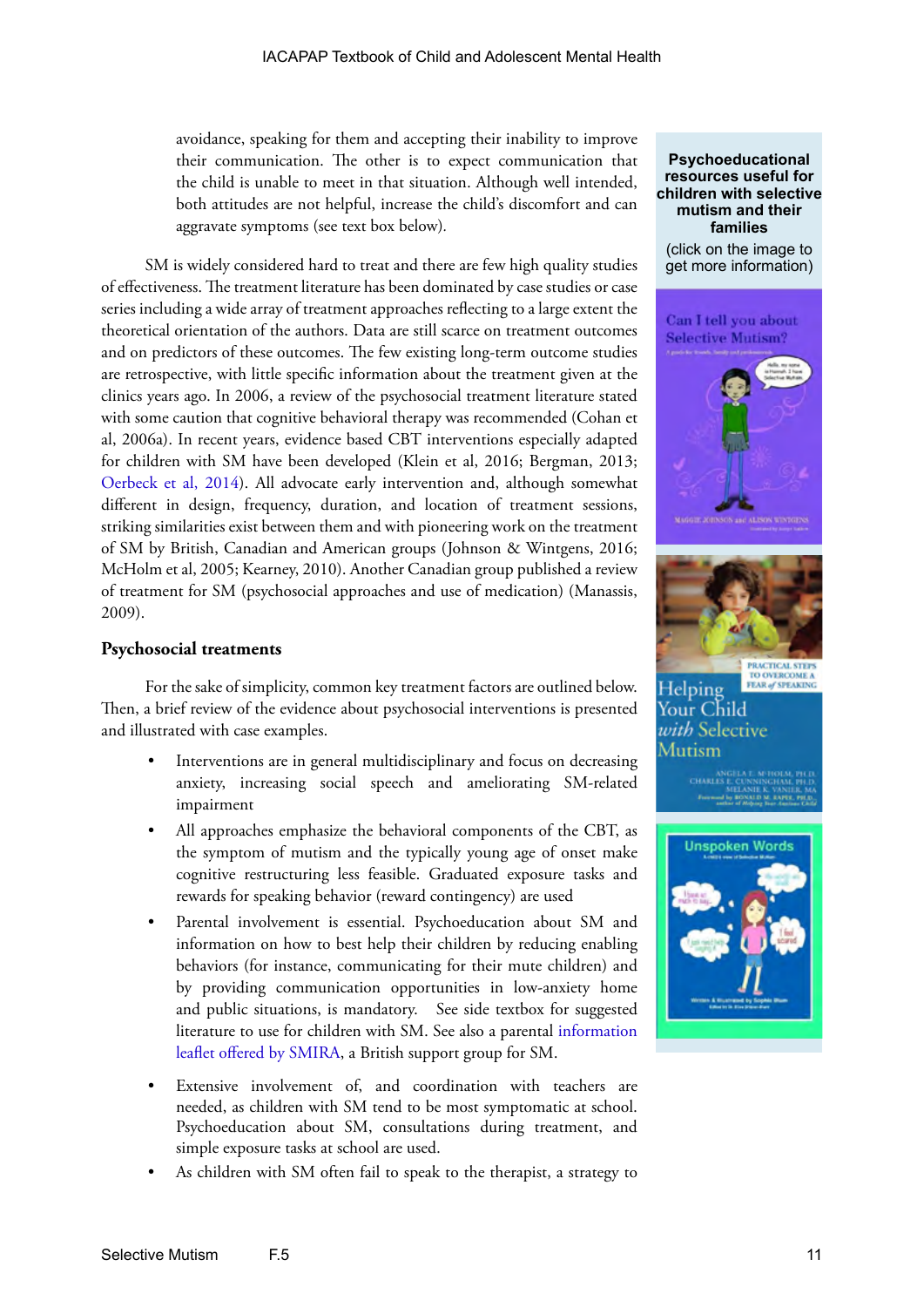avoidance, speaking for them and accepting their inability to improve their communication. The other is to expect communication that the child is unable to meet in that situation. Although well intended, both attitudes are not helpful, increase the child's discomfort and can aggravate symptoms (see text box below).

SM is widely considered hard to treat and there are few high quality studies of effectiveness. The treatment literature has been dominated by case studies or case series including a wide array of treatment approaches reflecting to a large extent the theoretical orientation of the authors. Data are still scarce on treatment outcomes and on predictors of these outcomes. The few existing long-term outcome studies are retrospective, with little specific information about the treatment given at the clinics years ago. In 2006, a review of the psychosocial treatment literature stated with some caution that cognitive behavioral therapy was recommended (Cohan et al, 2006a). In recent years, evidence based CBT interventions especially adapted for children with SM have been developed (Klein et al, 2016; Bergman, 2013; Oerbeck et al, 2014). All advocate early intervention and, although somewhat different in design, frequency, duration, and location of treatment sessions, striking similarities exist between them and with pioneering work on the treatment of SM by British, Canadian and American groups (Johnson & Wintgens, 2016; McHolm et al, 2005; Kearney, 2010). Another Canadian group published a review of treatment for SM (psychosocial approaches and use of medication) (Manassis, 2009).

**Psychoeducational resources useful for children with selective mutism and their families**

(click on the image to get more information)

### Psychosocial treatments

For the sake of simplicity, common key treatment factors are outlined below. Then, a brief review of the evidence about psychosocial interventions is presented and illustrated with case examples.

- Interventions are in general multidisciplinary and focus on decreasing anxiety, increasing social speech and ameliorating SM-related impairment
- All approaches emphasize the behavioral components of the CBT, as the symptom of mutism and the typically young age of onset make cognitive restructuring less feasible. Graduated exposure tasks and rewards for speaking behavior (reward contingency) are used
- Parental involvement is essential. Psychoeducation about SM and information on how to best help their children by reducing enabling behaviors (for instance, communicating for their mute children) and by providing communication opportunities in low-anxiety home and public situations, is mandatory. See side textbox for suggested literature to use for children with SM. See also a parental information leaflet offered by SMIRA, a British support group for SM.
- Extensive involvement of, and coordination with teachers are needed, as children with SM tend to be most symptomatic at school. Psychoeducation about SM, consultations during treatment, and simple exposure tasks at school are used.
- As children with SM often fail to speak to the therapist, a strategy to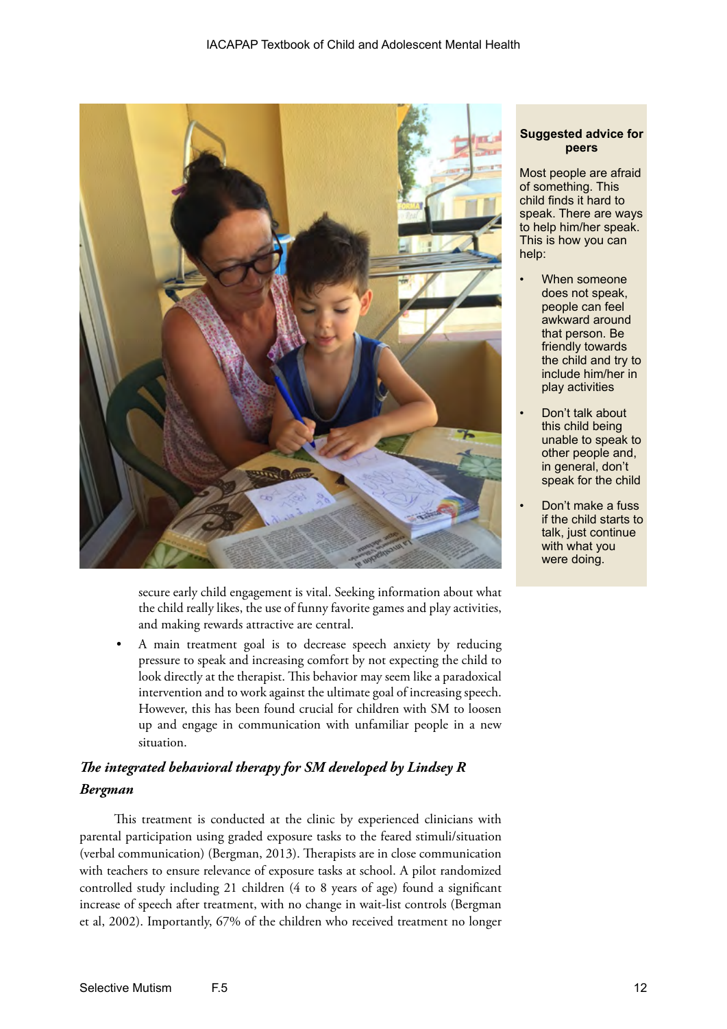**Suggested advice for peers**

Most people are afraid of something. This child finds it hard to speak. There are ways to help him/her speak. This is how you can help:

- When someone does not speak, people can feel awkward around that person. Be friendly towards the child and try to include him/her in play activities
- Don't talk about this child being unable to speak to other people and, in general, don't speak for the child
- Don't make a fuss if the child starts to talk, just continue with what you were doing.

secure early child engagement is vital. Seeking information about what the child really likes, the use of funny favorite games and play activities, and making rewards attractive are central.

- A main treatment goal is to decrease speech anxiety by reducing pressure to speak and increasing comfort by not expecting the child to look directly at the therapist. This behavior may seem like a paradoxical intervention and to work against the ultimate goal of increasing speech. However, this has been found crucial for children with SM to loosen up and engage in communication with unfamiliar people in a new situation.

### *The integrated behavioral therapy for SM developed by Lindsey R Bergman*

This treatment is conducted at the clinic by experienced clinicians with parental participation using graded exposure tasks to the feared stimuli/situation (verbal communication) (Bergman, 2013). Therapists are in close communication with teachers to ensure relevance of exposure tasks at school. A pilot randomized controlled study including 21 children (4 to 8 years of age) found a significant increase of speech after treatment, with no change in wait-list controls (Bergman et al, 2002). Importantly, 67% of the children who received treatment no longer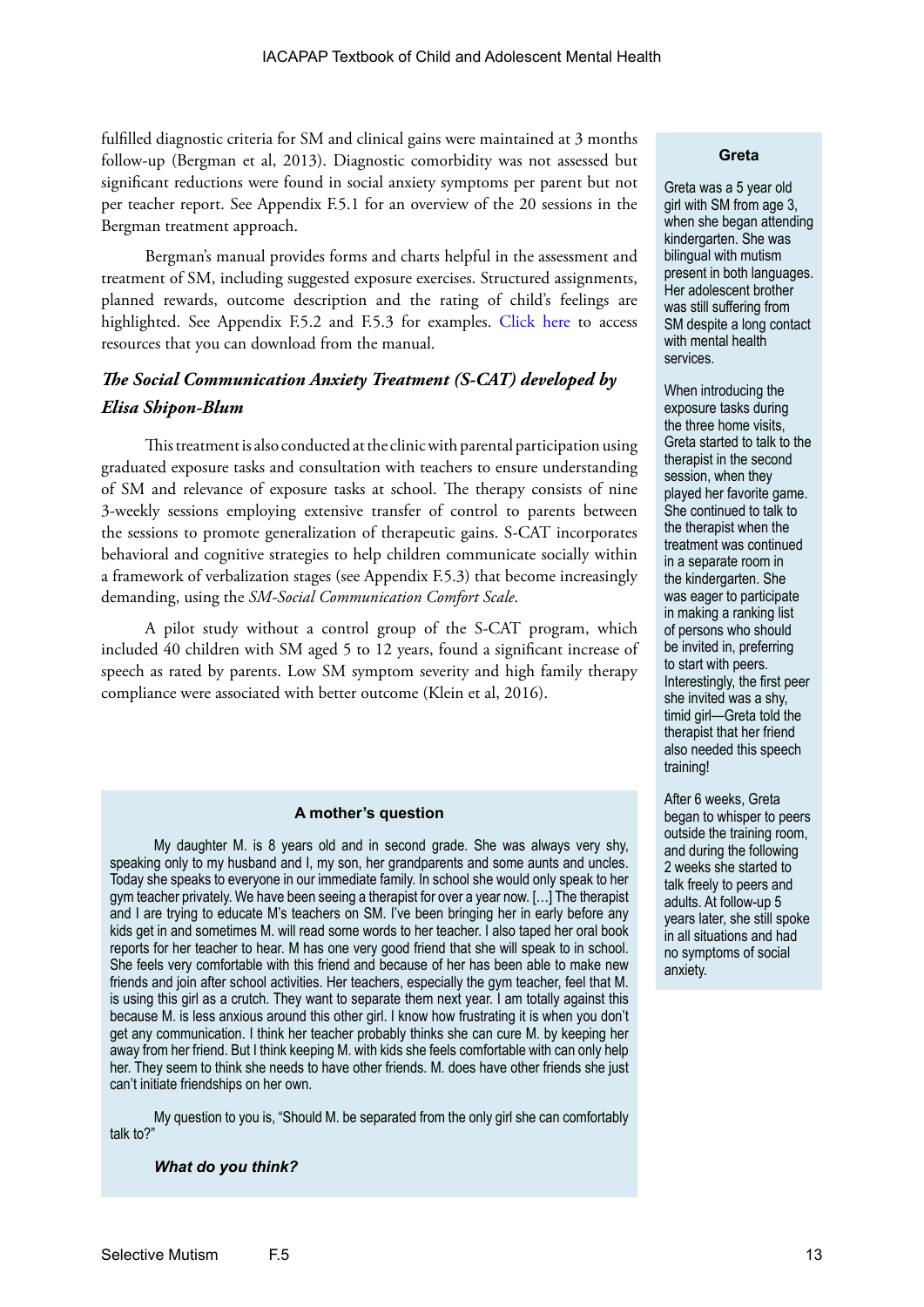fulfilled diagnostic criteria for SM and clinical gains were maintained at 3 months follow-up (Bergman et al, 2013). Diagnostic comorbidity was not assessed but significant reductions were found in social anxiety symptoms per parent but not per teacher report. See Appendix F.5.1 for an overview of the 20 sessions in the Bergman treatment approach.

Bergman's manual provides forms and charts helpful in the assessment and treatment of SM, including suggested exposure exercises. Structured assignments, planned rewards, outcome description and the rating of child's feelings are highlighted. See Appendix F.5.2 and F.5.3 for examples. Click here to access resources that you can download from the manual.

### *The Social Communication Anxiety Treatment (S-CAT) developed by Elisa Shipon-Blum*

This treatment is also conducted at the clinic with parental participation using graduated exposure tasks and consultation with teachers to ensure understanding of SM and relevance of exposure tasks at school. The therapy consists of nine 3-weekly sessions employing extensive transfer of control to parents between the sessions to promote generalization of therapeutic gains. S-CAT incorporates behavioral and cognitive strategies to help children communicate socially within a framework of verbalization stages (see Appendix F.5.3) that become increasingly demanding, using the *SM-Social Communication Comfort Scale*.

A pilot study without a control group of the S-CAT program, which included 40 children with SM aged 5 to 12 years, found a significant increase of speech as rated by parents. Low SM symptom severity and high family therapy compliance were associated with better outcome (Klein et al, 2016).

**A mother's question**

My daughter M. is 8 years old and in second grade. She was always very shy, speaking only to my husband and I, my son, her grandparents and some aunts and uncles. Today she speaks to everyone in our immediate family. In school she would only speak to her gym teacher privately. We have been seeing a therapist for over a year now. […] The therapist and I are trying to educate M's teachers on SM. I've been bringing her in early before any kids get in and sometimes M. will read some words to her teacher. I also taped her oral book reports for her teacher to hear. M has one very good friend that she will speak to in school. She feels very comfortable with this friend and because of her has been able to make new friends and join after school activities. Her teachers, especially the gym teacher, feel that M. is using this girl as a crutch. They want to separate them next year. I am totally against this because M. is less anxious around this other girl. I know how frustrating it is when you don't get any communication. I think her teacher probably thinks she can cure M. by keeping her away from her friend. But I think keeping M. with kids she feels comfortable with can only help her. They seem to think she needs to have other friends. M. does have other friends she just can't initiate friendships on her own.

My question to you is, "Should M. be separated from the only girl she can comfortably talk to?"

***What do you think?***

**Greta**

Greta was a 5 year old girl with SM from age 3, when she began attending kindergarten. She was bilingual with mutism present in both languages. Her adolescent brother was still suffering from SM despite a long contact with mental health services.

When introducing the exposure tasks during the three home visits, Greta started to talk to the therapist in the second session, when they played her favorite game. She continued to talk to the therapist when the treatment was continued in a separate room in the kindergarten. She was eager to participate in making a ranking list of persons who should be invited in, preferring to start with peers. Interestingly, the first peer she invited was a shy, timid girl—Greta told the therapist that her friend also needed this speech training!

After 6 weeks, Greta began to whisper to peers outside the training room, and during the following 2 weeks she started to talk freely to peers and adults. At follow-up 5 years later, she still spoke in all situations and had no symptoms of social anxiety.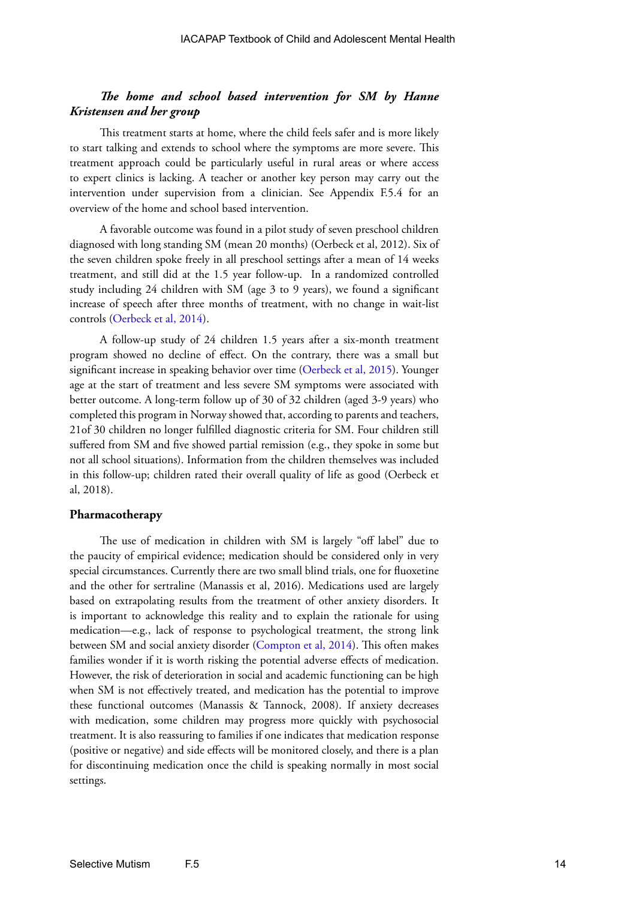### *The home and school based intervention for SM by Hanne Kristensen and her group*

This treatment starts at home, where the child feels safer and is more likely to start talking and extends to school where the symptoms are more severe. This treatment approach could be particularly useful in rural areas or where access to expert clinics is lacking. A teacher or another key person may carry out the intervention under supervision from a clinician. See Appendix F.5.4 for an overview of the home and school based intervention.

A favorable outcome was found in a pilot study of seven preschool children diagnosed with long standing SM (mean 20 months) (Oerbeck et al, 2012). Six of the seven children spoke freely in all preschool settings after a mean of 14 weeks treatment, and still did at the 1.5 year follow-up. In a randomized controlled study including 24 children with SM (age 3 to 9 years), we found a significant increase of speech after three months of treatment, with no change in wait-list controls (Oerbeck et al, 2014).

A follow-up study of 24 children 1.5 years after a six-month treatment program showed no decline of effect. On the contrary, there was a small but significant increase in speaking behavior over time (Oerbeck et al, 2015). Younger age at the start of treatment and less severe SM symptoms were associated with better outcome. A long-term follow up of 30 of 32 children (aged 3-9 years) who completed this program in Norway showed that, according to parents and teachers, 21of 30 children no longer fulfilled diagnostic criteria for SM. Four children still suffered from SM and five showed partial remission (e.g., they spoke in some but not all school situations). Information from the children themselves was included in this follow-up; children rated their overall quality of life as good (Oerbeck et al, 2018).

### Pharmacotherapy

The use of medication in children with SM is largely "off label" due to the paucity of empirical evidence; medication should be considered only in very special circumstances. Currently there are two small blind trials, one for fluoxetine and the other for sertraline (Manassis et al, 2016). Medications used are largely based on extrapolating results from the treatment of other anxiety disorders. It is important to acknowledge this reality and to explain the rationale for using medication—e.g., lack of response to psychological treatment, the strong link between SM and social anxiety disorder (Compton et al, 2014). This often makes families wonder if it is worth risking the potential adverse effects of medication. However, the risk of deterioration in social and academic functioning can be high when SM is not effectively treated, and medication has the potential to improve these functional outcomes (Manassis & Tannock, 2008). If anxiety decreases with medication, some children may progress more quickly with psychosocial treatment. It is also reassuring to families if one indicates that medication response (positive or negative) and side effects will be monitored closely, and there is a plan for discontinuing medication once the child is speaking normally in most social settings.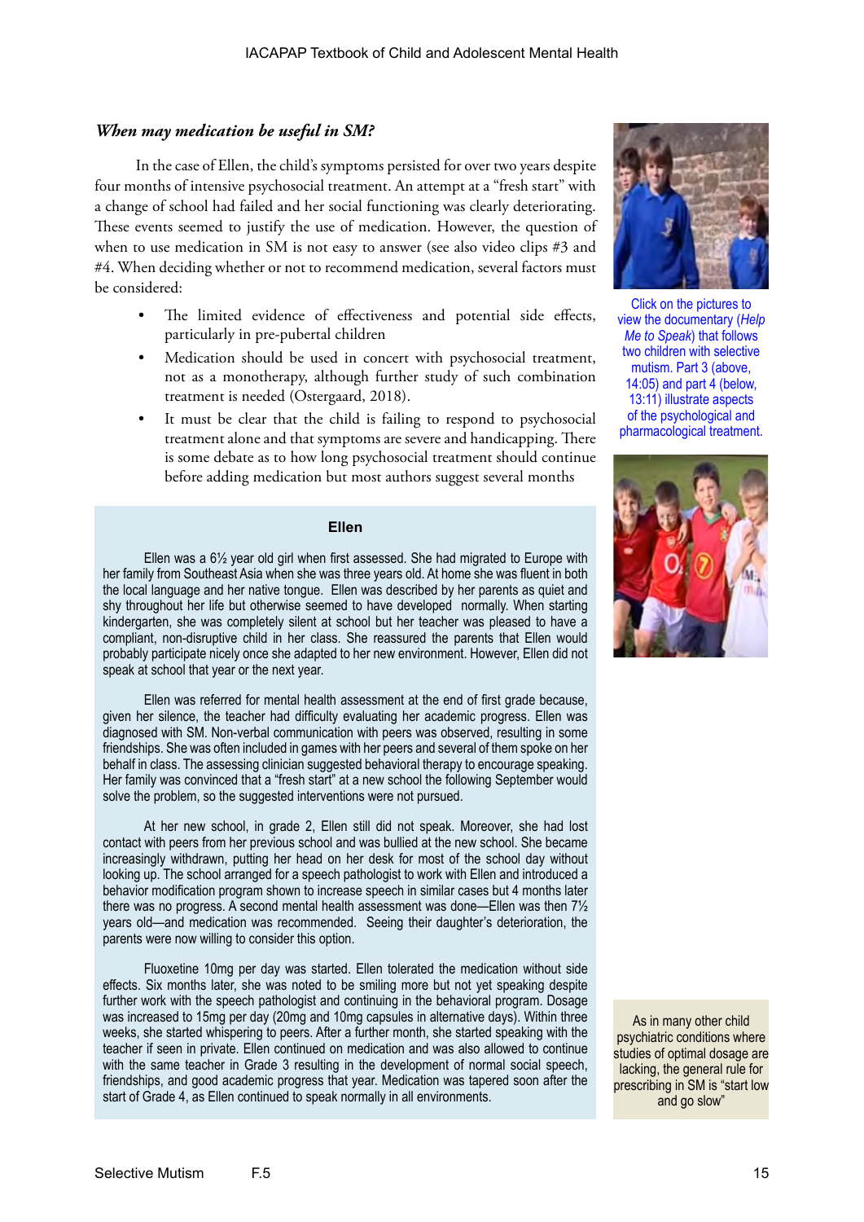### *When may medication be useful in SM?*

In the case of Ellen, the child's symptoms persisted for over two years despite four months of intensive psychosocial treatment. An attempt at a "fresh start" with a change of school had failed and her social functioning was clearly deteriorating. These events seemed to justify the use of medication. However, the question of when to use medication in SM is not easy to answer (see also video clips #3 and #4. When deciding whether or not to recommend medication, several factors must be considered:

- The limited evidence of effectiveness and potential side effects, particularly in pre-pubertal children
- Medication should be used in concert with psychosocial treatment, not as a monotherapy, although further study of such combination treatment is needed (Ostergaard, 2018).
- It must be clear that the child is failing to respond to psychosocial treatment alone and that symptoms are severe and handicapping. There is some debate as to how long psychosocial treatment should continue before adding medication but most authors suggest several months

Click on the pictures to view the documentary (*Help Me to Speak*) that follows two children with selective mutism. Part 3 (above, 14:05) and part 4 (below, 13:11) illustrate aspects of the psychological and pharmacological treatment.

**Ellen**

Ellen was a 6½ year old girl when first assessed. She had migrated to Europe with her family from Southeast Asia when she was three years old. At home she was fluent in both the local language and her native tongue. Ellen was described by her parents as quiet and shy throughout her life but otherwise seemed to have developed normally. When starting kindergarten, she was completely silent at school but her teacher was pleased to have a compliant, non-disruptive child in her class. She reassured the parents that Ellen would probably participate nicely once she adapted to her new environment. However, Ellen did not speak at school that year or the next year.

Ellen was referred for mental health assessment at the end of first grade because, given her silence, the teacher had difficulty evaluating her academic progress. Ellen was diagnosed with SM. Non-verbal communication with peers was observed, resulting in some friendships. She was often included in games with her peers and several of them spoke on her behalf in class. The assessing clinician suggested behavioral therapy to encourage speaking. Her family was convinced that a "fresh start" at a new school the following September would solve the problem, so the suggested interventions were not pursued.

At her new school, in grade 2, Ellen still did not speak. Moreover, she had lost contact with peers from her previous school and was bullied at the new school. She became increasingly withdrawn, putting her head on her desk for most of the school day without looking up. The school arranged for a speech pathologist to work with Ellen and introduced a behavior modification program shown to increase speech in similar cases but 4 months later there was no progress. A second mental health assessment was done—Ellen was then 7½ years old—and medication was recommended. Seeing their daughter's deterioration, the parents were now willing to consider this option.

Fluoxetine 10mg per day was started. Ellen tolerated the medication without side effects. Six months later, she was noted to be smiling more but not yet speaking despite further work with the speech pathologist and continuing in the behavioral program. Dosage was increased to 15mg per day (20mg and 10mg capsules in alternative days). Within three weeks, she started whispering to peers. After a further month, she started speaking with the teacher if seen in private. Ellen continued on medication and was also allowed to continue with the same teacher in Grade 3 resulting in the development of normal social speech, friendships, and good academic progress that year. Medication was tapered soon after the start of Grade 4, as Ellen continued to speak normally in all environments.

As in many other child psychiatric conditions where studies of optimal dosage are lacking, the general rule for prescribing in SM is "start low and go slow"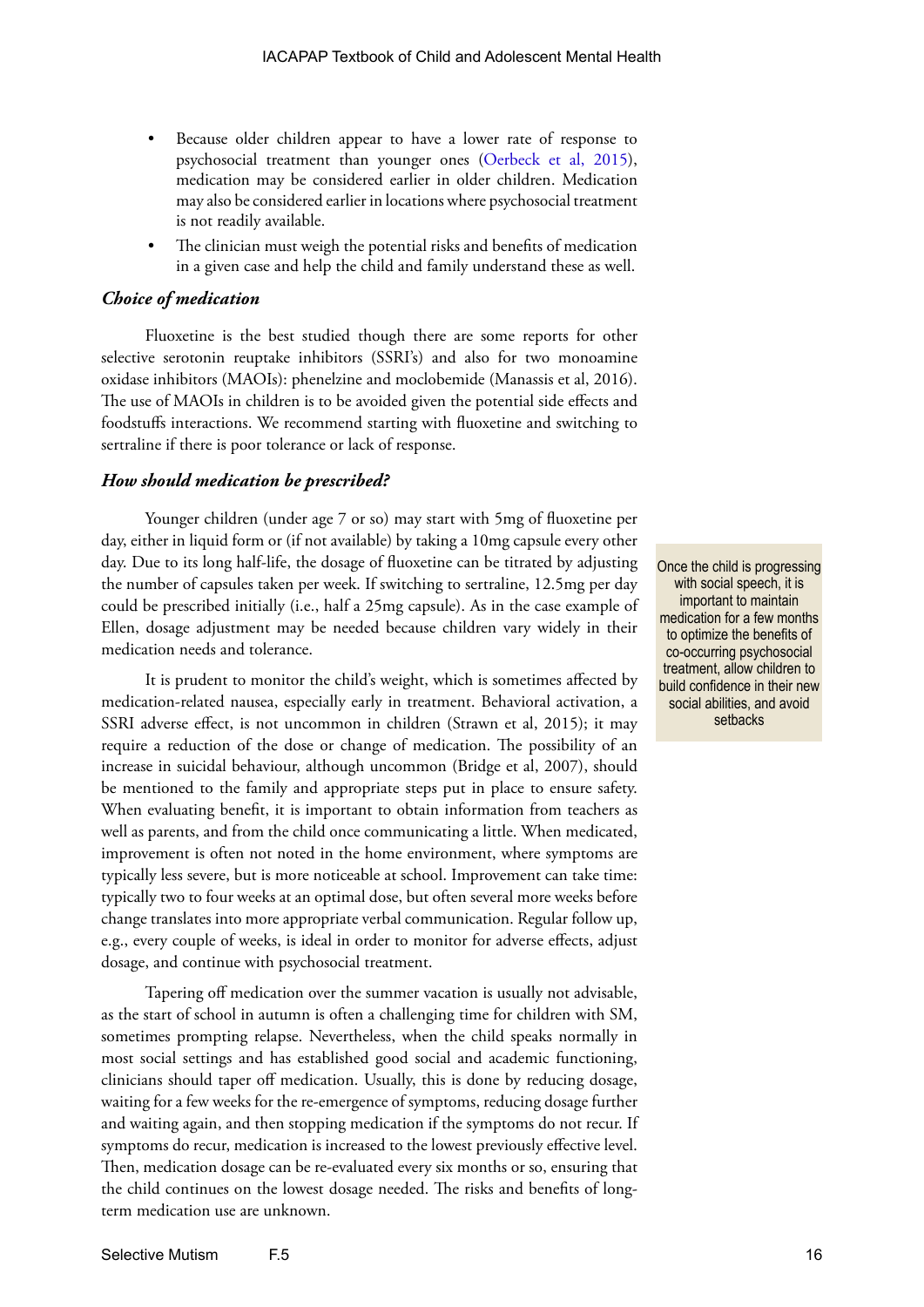- Because older children appear to have a lower rate of response to psychosocial treatment than younger ones (Oerbeck et al, 2015), medication may be considered earlier in older children. Medication may also be considered earlier in locations where psychosocial treatment is not readily available.
- The clinician must weigh the potential risks and benefits of medication in a given case and help the child and family understand these as well.

### *Choice of medication*

Fluoxetine is the best studied though there are some reports for other selective serotonin reuptake inhibitors (SSRI's) and also for two monoamine oxidase inhibitors (MAOIs): phenelzine and moclobemide (Manassis et al, 2016). The use of MAOIs in children is to be avoided given the potential side effects and foodstuffs interactions. We recommend starting with fluoxetine and switching to sertraline if there is poor tolerance or lack of response.

### *How should medication be prescribed?*

Younger children (under age 7 or so) may start with 5mg of fluoxetine per day, either in liquid form or (if not available) by taking a 10mg capsule every other day. Due to its long half-life, the dosage of fluoxetine can be titrated by adjusting the number of capsules taken per week. If switching to sertraline, 12.5mg per day could be prescribed initially (i.e., half a 25mg capsule). As in the case example of Ellen, dosage adjustment may be needed because children vary widely in their medication needs and tolerance.

Once the child is progressing with social speech, it is important to maintain medication for a few months to optimize the benefits of co-occurring psychosocial treatment, allow children to build confidence in their new social abilities, and avoid setbacks

It is prudent to monitor the child's weight, which is sometimes affected by medication-related nausea, especially early in treatment. Behavioral activation, a SSRI adverse effect, is not uncommon in children (Strawn et al, 2015); it may require a reduction of the dose or change of medication. The possibility of an increase in suicidal behaviour, although uncommon (Bridge et al, 2007), should be mentioned to the family and appropriate steps put in place to ensure safety. When evaluating benefit, it is important to obtain information from teachers as well as parents, and from the child once communicating a little. When medicated, improvement is often not noted in the home environment, where symptoms are typically less severe, but is more noticeable at school. Improvement can take time: typically two to four weeks at an optimal dose, but often several more weeks before change translates into more appropriate verbal communication. Regular follow up, e.g., every couple of weeks, is ideal in order to monitor for adverse effects, adjust dosage, and continue with psychosocial treatment.

Tapering off medication over the summer vacation is usually not advisable, as the start of school in autumn is often a challenging time for children with SM, sometimes prompting relapse. Nevertheless, when the child speaks normally in most social settings and has established good social and academic functioning, clinicians should taper off medication. Usually, this is done by reducing dosage, waiting for a few weeks for the re-emergence of symptoms, reducing dosage further and waiting again, and then stopping medication if the symptoms do not recur. If symptoms do recur, medication is increased to the lowest previously effective level. Then, medication dosage can be re-evaluated every six months or so, ensuring that the child continues on the lowest dosage needed. The risks and benefits of long-term medication use are unknown.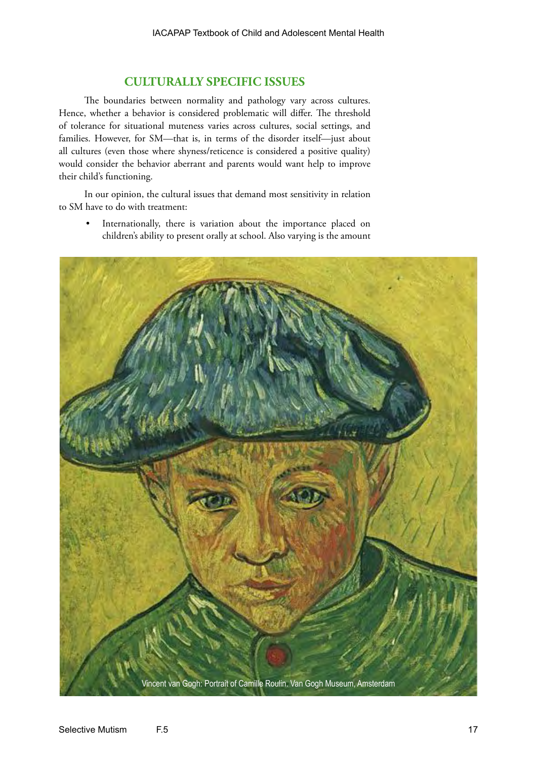## CULTURALLY SPECIFIC ISSUES

The boundaries between normality and pathology vary across cultures. Hence, whether a behavior is considered problematic will differ. The threshold of tolerance for situational muteness varies across cultures, social settings, and families. However, for SM—that is, in terms of the disorder itself—just about all cultures (even those where shyness/reticence is considered a positive quality) would consider the behavior aberrant and parents would want help to improve their child's functioning.

In our opinion, the cultural issues that demand most sensitivity in relation to SM have to do with treatment:

- Internationally, there is variation about the importance placed on children's ability to present orally at school. Also varying is the amount

Vincent van Gogh: Portrait of Camille Roulin. Van Gogh Museum, Amsterdam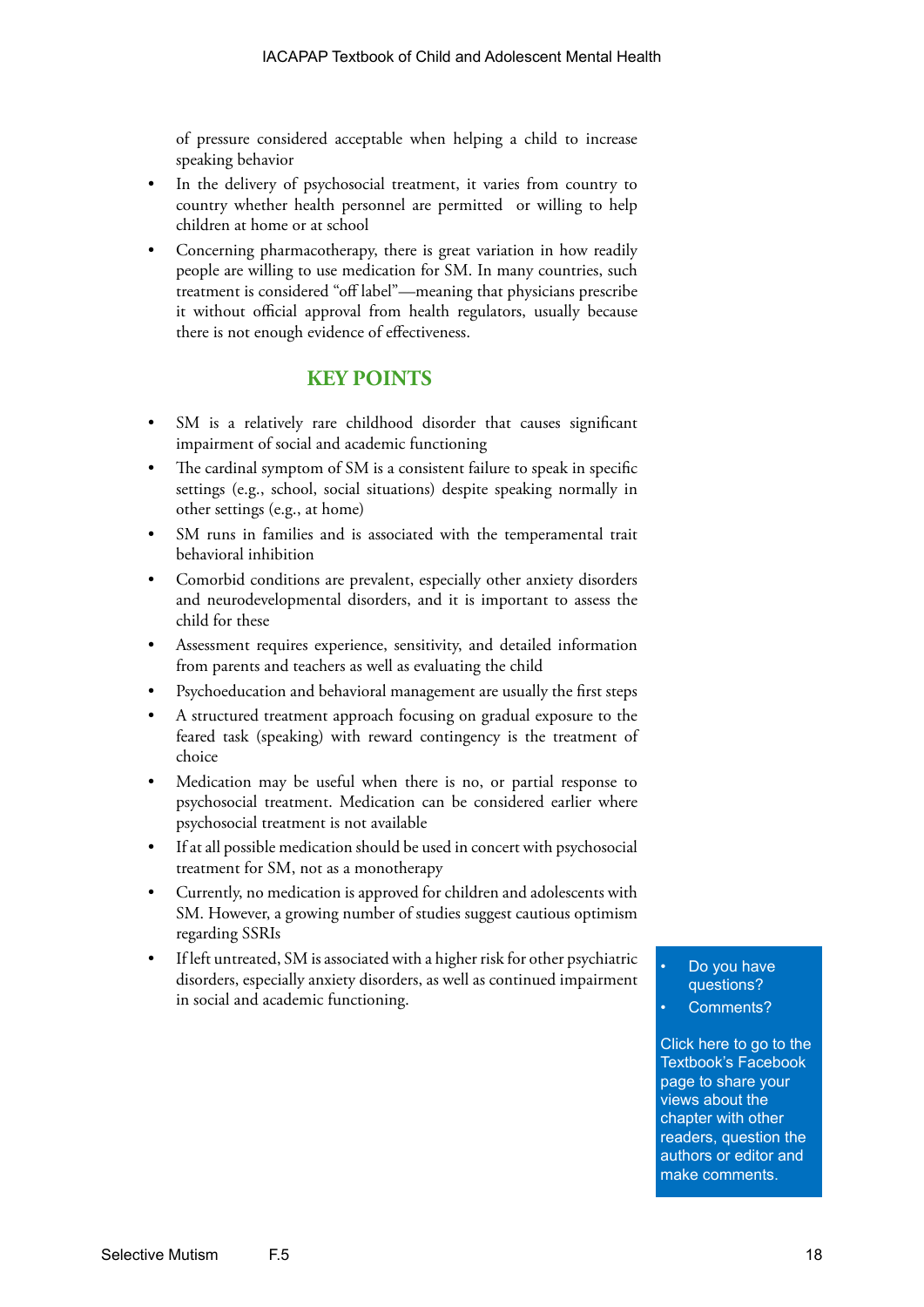of pressure considered acceptable when helping a child to increase speaking behavior

- In the delivery of psychosocial treatment, it varies from country to country whether health personnel are permitted or willing to help children at home or at school
- Concerning pharmacotherapy, there is great variation in how readily people are willing to use medication for SM. In many countries, such treatment is considered "off label"—meaning that physicians prescribe it without official approval from health regulators, usually because there is not enough evidence of effectiveness.

## KEY POINTS

- SM is a relatively rare childhood disorder that causes significant impairment of social and academic functioning
- The cardinal symptom of SM is a consistent failure to speak in specific settings (e.g., school, social situations) despite speaking normally in other settings (e.g., at home)
- SM runs in families and is associated with the temperamental trait behavioral inhibition
- Comorbid conditions are prevalent, especially other anxiety disorders and neurodevelopmental disorders, and it is important to assess the child for these
- Assessment requires experience, sensitivity, and detailed information from parents and teachers as well as evaluating the child
- Psychoeducation and behavioral management are usually the first steps
- A structured treatment approach focusing on gradual exposure to the feared task (speaking) with reward contingency is the treatment of choice
- Medication may be useful when there is no, or partial response to psychosocial treatment. Medication can be considered earlier where psychosocial treatment is not available
- If at all possible medication should be used in concert with psychosocial treatment for SM, not as a monotherapy
- Currently, no medication is approved for children and adolescents with SM. However, a growing number of studies suggest cautious optimism regarding SSRIs
- If left untreated, SM is associated with a higher risk for other psychiatric disorders, especially anxiety disorders, as well as continued impairment in social and academic functioning.

- Do you have questions?
- Comments?

Click here to go to the Textbook's Facebook page to share your views about the chapter with other readers, question the authors or editor and make comments.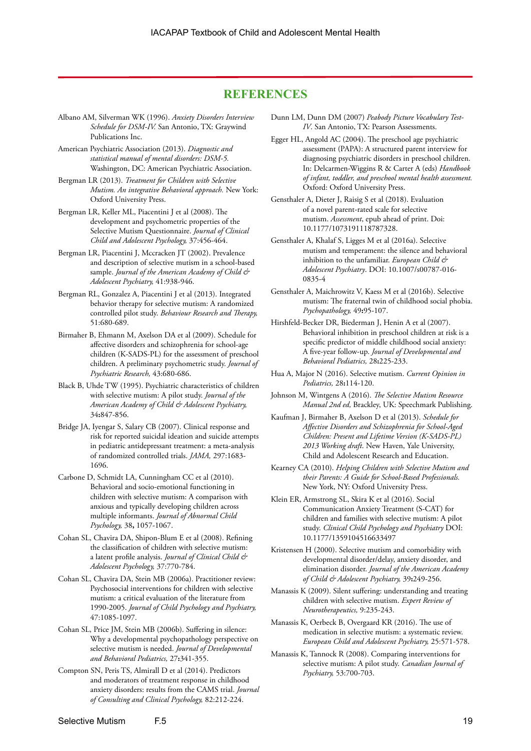## REFERENCES

Albano AM, Silverman WK (1996). *Anxiety Disorders Interview Schedule for DSM-IV.* San Antonio, TX: Graywind Publications Inc.

American Psychiatric Association (2013). *Diagnostic and statistical manual of mental disorders: DSM-5.* Washington, DC: American Psychiatric Association.

Bergman LR (2013). *Treatment for Children with Selective Mutism. An integrative Behavioral approach.* New York: Oxford University Press.

Bergman LR, Keller ML, Piacentini J et al (2008). The development and psychometric properties of the Selective Mutism Questionnaire. *Journal of Clinical Child and Adolescent Psychology,* 37:456-464.

Bergman LR, Piacentini J, Mccracken JT (2002). Prevalence and description of selective mutism in a school-based sample. *Journal of the American Academy of Child & Adolescent Psychiatry,* 41:938-946.

Bergman RL, Gonzalez A, Piacentini J et al (2013). Integrated behavior therapy for selective mutism: A randomized controlled pilot study. *Behaviour Research and Therapy,* 51:680-689.

Birmaher B, Ehmann M, Axelson DA et al (2009). Schedule for affective disorders and schizophrenia for school-age children (K-SADS-PL) for the assessment of preschool children. A preliminary psychometric study. *Journal of Psychiatric Research,* 43:680-686.

Black B, Uhde TW (1995). Psychiatric characteristics of children with selective mutism: A pilot study. *Journal of the American Academy of Child & Adolescent Psychiatry,* 34**:**847-856.

Bridge JA, Iyengar S, Salary CB (2007). Clinical response and risk for reported suicidal ideation and suicide attempts in pediatric antidepressant treatment: a meta-analysis of randomized controlled trials. *JAMA,* 297:1683-1696.

Carbone D, Schmidt LA, Cunningham CC et al (2010). Behavioral and socio-emotional functioning in children with selective mutism: A comparison with anxious and typically developing children across multiple informants. *Journal of Abnormal Child Psychology,* 38**,** 1057-1067.

Cohan SL, Chavira DA, Shipon-Blum E et al (2008). Refining the classification of children with selective mutism: a latent profile analysis. *Journal of Clinical Child & Adolescent Psychology,* 37:770-784.

Cohan SL, Chavira DA, Stein MB (2006a). Practitioner review: Psychosocial interventions for children with selective mutism: a critical evaluation of the literature from 1990-2005. *Journal of Child Psychology and Psychiatry,* 47:1085-1097.

Cohan SL, Price JM, Stein MB (2006b). Suffering in silence: Why a developmental psychopathology perspective on selective mutism is needed. *Journal of Developmental and Behavioral Pediatrics,* 27**:**341-355.

Compton SN, Peris TS, Almirall D et al (2014). Predictors and moderators of treatment response in childhood anxiety disorders: results from the CAMS trial. *Journal of Consulting and Clinical Psychology,* 82:212-224.

Dunn LM, Dunn DM (2007) *Peabody Picture Vocabulary Test-IV.* San Antonio, TX: Pearson Assessments.

Egger HL, Angold AC (2004). The preschool age psychiatric assessment (PAPA): A structured parent interview for diagnosing psychiatric disorders in preschool children. In: Delcarmen-Wiggins R & Carter A (eds) *Handbook of infant, toddler, and preschool mental health assessment.* Oxford: Oxford University Press.

Gensthaler A, Dieter J, Raisig S et al (2018). Evaluation of a novel parent-rated scale for selective mutism. *Assessment*, epub ahead of print. Doi: 10.1177/1073191118787328.

Gensthaler A, Khalaf S, Ligges M et al (2016a). Selective mutism and temperament: the silence and behavioral inhibition to the unfamiliar. *European Child & Adolescent Psychiatry*. DOI: 10.1007/s00787-016-0835-4

Gensthaler A, Maichrowitz V, Kaess M et al (2016b). Selective mutism: The fraternal twin of childhood social phobia. *Psychopathology,* 49**:**95-107.

Hirshfeld-Becker DR, Biederman J, Henin A et al (2007). Behavioral inhibition in preschool children at risk is a specific predictor of middle childhood social anxiety: A five-year follow-up. *Journal of Developmental and Behavioral Pediatrics,* 28**:**225-233.

Hua A, Major N (2016). Selective mutism. *Current Opinion in Pediatrics,* 28**:**114-120.

Johnson M, Wintgens A (2016). *The Selective Mutism Resource Manual 2nd ed,* Brackley, UK: Speechmark Publishing.

Kaufman J, Birmaher B, Axelson D et al (2013). *Schedule for Affective Disorders and Schizophrenia for School-Aged Children: Present and Lifetime Version (K-SADS-PL) 2013 Working draft*. New Haven, Yale University, Child and Adolescent Research and Education.

Kearney CA (2010). *Helping Children with Selective Mutism and their Parents: A Guide for School-Based Professionals.* New York, NY: Oxford University Press.

Klein ER, Armstrong SL, Skira K et al (2016). Social Communication Anxiety Treatment (S-CAT) for children and families with selective mutism: A pilot study. *Clinical Child Psychology and Psychiatry* DOI: 10.1177/1359104516633497

Kristensen H (2000). Selective mutism and comorbidity with developmental disorder/delay, anxiety disorder, and elimination disorder. *Journal of the American Academy of Child & Adolescent Psychiatry,* 39**:**249-256.

Manassis K (2009). Silent suffering: understanding and treating children with selective mutism. *Expert Review of Neurotherapeutics,* 9:235-243.

Manassis K, Oerbeck B, Overgaard KR (2016). The use of medication in selective mutism: a systematic review. *European Child and Adolescent Psychiatry,* 25:571-578.

Manassis K, Tannock R (2008). Comparing interventions for selective mutism: A pilot study. *Canadian Journal of Psychiatry,* 53:700-703.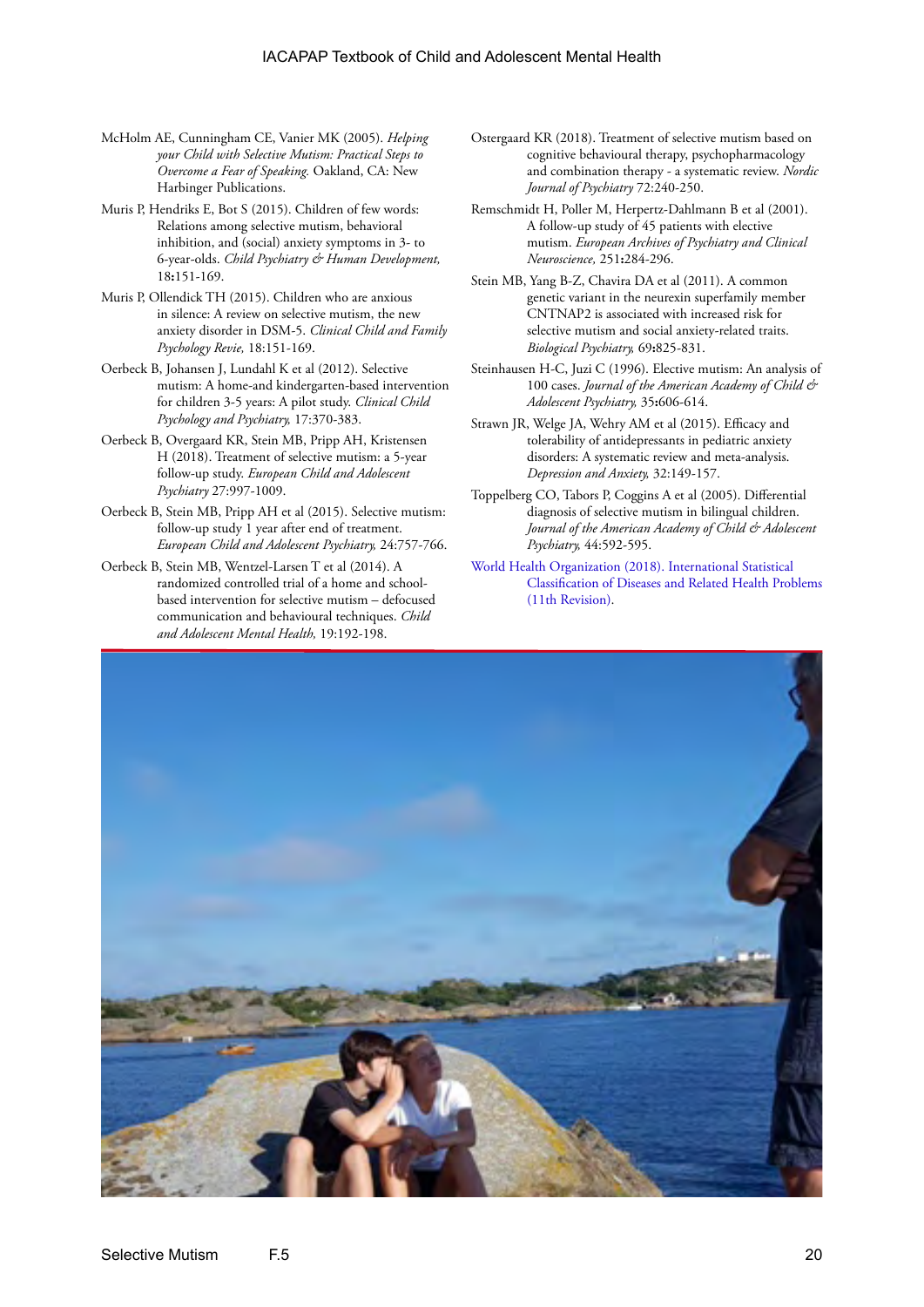McHolm AE, Cunningham CE, Vanier MK (2005). *Helping your Child with Selective Mutism: Practical Steps to Overcome a Fear of Speaking.* Oakland, CA: New Harbinger Publications.

Muris P, Hendriks E, Bot S (2015). Children of few words: Relations among selective mutism, behavioral inhibition, and (social) anxiety symptoms in 3- to 6-year-olds. *Child Psychiatry & Human Development,* 18**:**151-169.

Muris P, Ollendick TH (2015). Children who are anxious in silence: A review on selective mutism, the new anxiety disorder in DSM-5. *Clinical Child and Family Psychology Revie,* 18:151-169.

Oerbeck B, Johansen J, Lundahl K et al (2012). Selective mutism: A home-and kindergarten-based intervention for children 3-5 years: A pilot study. *Clinical Child Psychology and Psychiatry,* 17:370-383.

Oerbeck B, Overgaard KR, Stein MB, Pripp AH, Kristensen H (2018). Treatment of selective mutism: a 5-year follow-up study. *European Child and Adolescent Psychiatry* 27:997-1009.

Oerbeck B, Stein MB, Pripp AH et al (2015). Selective mutism: follow-up study 1 year after end of treatment. *European Child and Adolescent Psychiatry,* 24:757-766.

Oerbeck B, Stein MB, Wentzel-Larsen T et al (2014). A randomized controlled trial of a home and school-based intervention for selective mutism – defocused communication and behavioural techniques. *Child and Adolescent Mental Health,* 19:192-198.

Ostergaard KR (2018). Treatment of selective mutism based on cognitive behavioural therapy, psychopharmacology and combination therapy - a systematic review. *Nordic Journal of Psychiatry* 72:240-250.

Remschmidt H, Poller M, Herpertz-Dahlmann B et al (2001). A follow-up study of 45 patients with elective mutism. *European Archives of Psychiatry and Clinical Neuroscience,* 251**:**284-296.

Stein MB, Yang B-Z, Chavira DA et al (2011). A common genetic variant in the neurexin superfamily member CNTNAP2 is associated with increased risk for selective mutism and social anxiety-related traits. *Biological Psychiatry,* 69**:**825-831.

Steinhausen H-C, Juzi C (1996). Elective mutism: An analysis of 100 cases. *Journal of the American Academy of Child & Adolescent Psychiatry,* 35**:**606-614.

Strawn JR, Welge JA, Wehry AM et al (2015). Efficacy and tolerability of antidepressants in pediatric anxiety disorders: A systematic review and meta-analysis. *Depression and Anxiety,* 32:149-157.

Toppelberg CO, Tabors P, Coggins A et al (2005). Differential diagnosis of selective mutism in bilingual children. *Journal of the American Academy of Child & Adolescent Psychiatry,* 44:592-595.

World Health Organization (2018). International Statistical Classification of Diseases and Related Health Problems (11th Revision).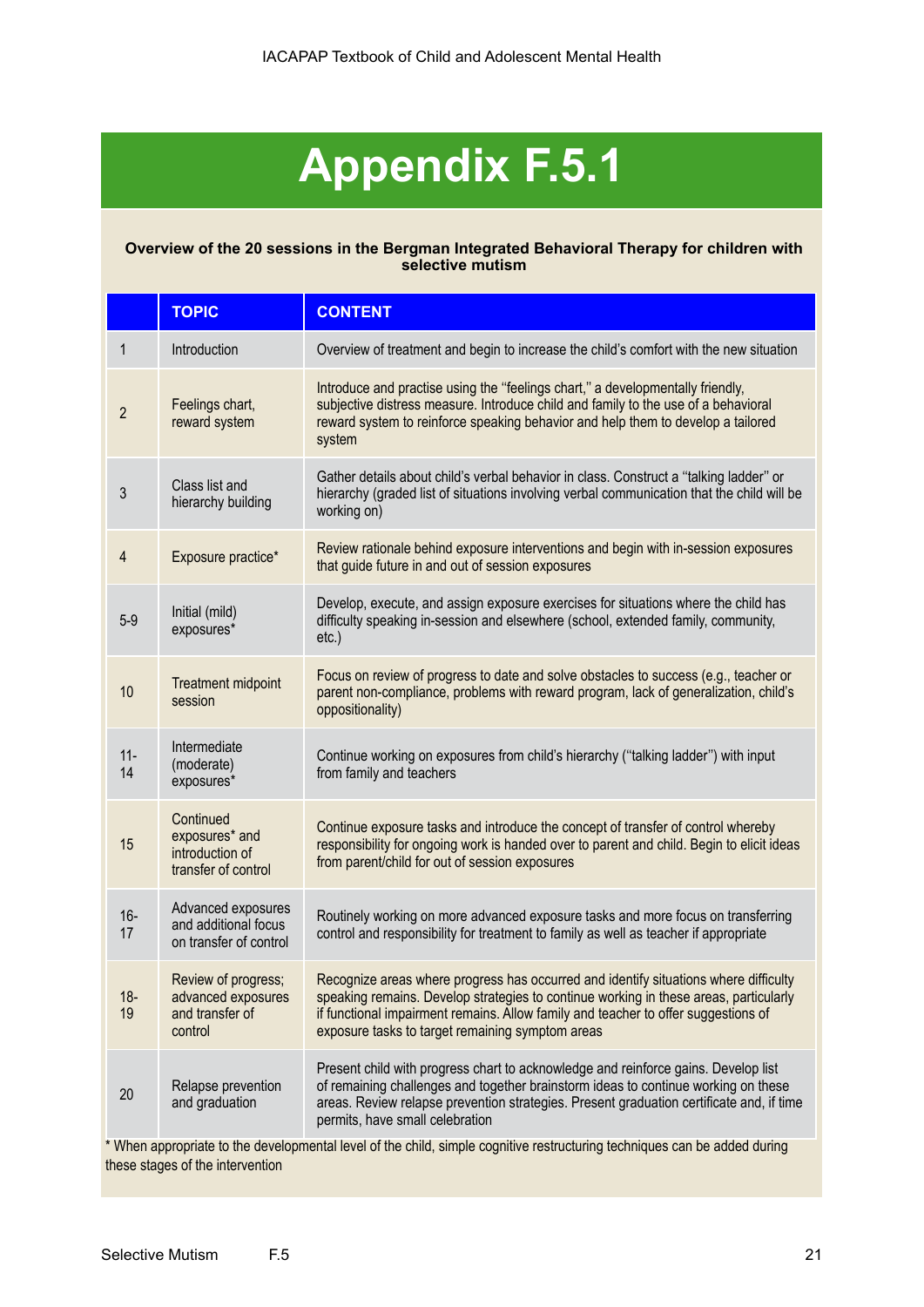# Appendix F.5.1

**Overview of the 20 sessions in the Bergman Integrated Behavioral Therapy for children with selective mutism**

| | TOPIC | CONTENT |
|---|---|---|
| 1 | Introduction | Overview of treatment and begin to increase the child's comfort with the new situation |
| 2 | Feelings chart, reward system | Introduce and practise using the "feelings chart," a developmentally friendly, subjective distress measure. Introduce child and family to the use of a behavioral reward system to reinforce speaking behavior and help them to develop a tailored system |
| 3 | Class list and hierarchy building | Gather details about child's verbal behavior in class. Construct a "talking ladder" or hierarchy (graded list of situations involving verbal communication that the child will be working on) |
| 4 | Exposure practice* | Review rationale behind exposure interventions and begin with in-session exposures that guide future in and out of session exposures |
| 5-9 | Initial (mild) exposures* | Develop, execute, and assign exposure exercises for situations where the child has difficulty speaking in-session and elsewhere (school, extended family, community, etc.) |
| 10 | Treatment midpoint session | Focus on review of progress to date and solve obstacles to success (e.g., teacher or parent non-compliance, problems with reward program, lack of generalization, child's oppositionality) |
| 11-14 | Intermediate (moderate) exposures* | Continue working on exposures from child's hierarchy ("talking ladder") with input from family and teachers |
| 15 | Continued exposures* and introduction of transfer of control | Continue exposure tasks and introduce the concept of transfer of control whereby responsibility for ongoing work is handed over to parent and child. Begin to elicit ideas from parent/child for out of session exposures |
| 16-17 | Advanced exposures and additional focus on transfer of control | Routinely working on more advanced exposure tasks and more focus on transferring control and responsibility for treatment to family as well as teacher if appropriate |
| 18-19 | Review of progress; advanced exposures and transfer of control | Recognize areas where progress has occurred and identify situations where difficulty speaking remains. Develop strategies to continue working in these areas, particularly if functional impairment remains. Allow family and teacher to offer suggestions of exposure tasks to target remaining symptom areas |
| 20 | Relapse prevention and graduation | Present child with progress chart to acknowledge and reinforce gains. Develop list of remaining challenges and together brainstorm ideas to continue working on these areas. Review relapse prevention strategies. Present graduation certificate and, if time permits, have small celebration |

* When appropriate to the developmental level of the child, simple cognitive restructuring techniques can be added during these stages of the intervention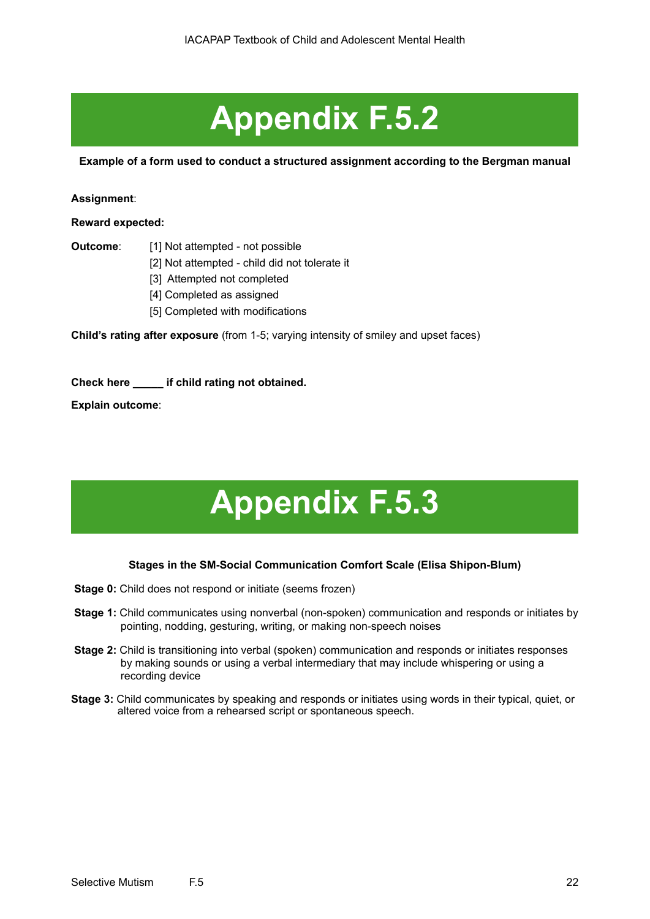# Appendix F.5.2

**Example of a form used to conduct a structured assignment according to the Bergman manual**

**Assignment**:

**Reward expected:**

**Outcome**:
- [1] Not attempted - not possible
- [2] Not attempted - child did not tolerate it
- [3] Attempted not completed
- [4] Completed as assigned
- [5] Completed with modifications

**Child's rating after exposure** (from 1-5; varying intensity of smiley and upset faces)

**Check here _____ if child rating not obtained.**

**Explain outcome**:

# Appendix F.5.3

**Stages in the SM-Social Communication Comfort Scale (Elisa Shipon-Blum)**

**Stage 0:** Child does not respond or initiate (seems frozen)

**Stage 1:** Child communicates using nonverbal (non-spoken) communication and responds or initiates by pointing, nodding, gesturing, writing, or making non-speech noises

**Stage 2:** Child is transitioning into verbal (spoken) communication and responds or initiates responses by making sounds or using a verbal intermediary that may include whispering or using a recording device

**Stage 3:** Child communicates by speaking and responds or initiates using words in their typical, quiet, or altered voice from a rehearsed script or spontaneous speech.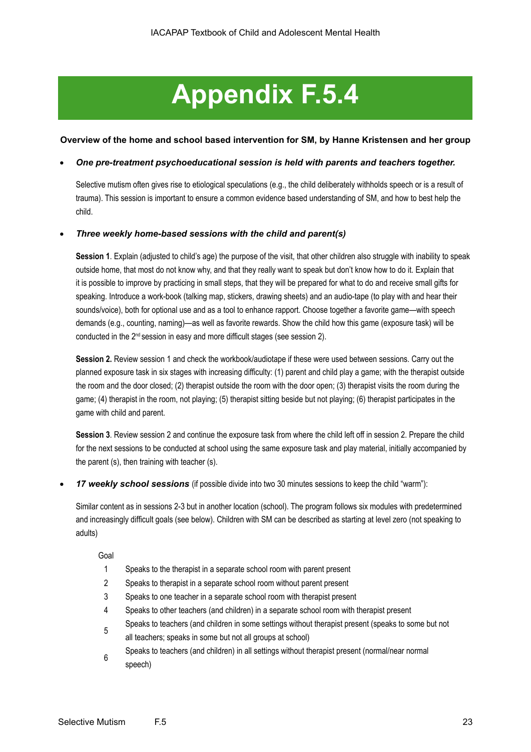# Appendix F.5.4

**Overview of the home and school based intervention for SM, by Hanne Kristensen and her group**

- ***One pre-treatment psychoeducational session is held with parents and teachers together.***

  Selective mutism often gives rise to etiological speculations (e.g., the child deliberately withholds speech or is a result of trauma). This session is important to ensure a common evidence based understanding of SM, and how to best help the child.

- ***Three weekly home-based sessions with the child and parent(s)***

  **Session 1**. Explain (adjusted to child's age) the purpose of the visit, that other children also struggle with inability to speak outside home, that most do not know why, and that they really want to speak but don't know how to do it. Explain that it is possible to improve by practicing in small steps, that they will be prepared for what to do and receive small gifts for speaking. Introduce a work-book (talking map, stickers, drawing sheets) and an audio-tape (to play with and hear their sounds/voice), both for optional use and as a tool to enhance rapport. Choose together a favorite game—with speech demands (e.g., counting, naming)—as well as favorite rewards. Show the child how this game (exposure task) will be conducted in the 2nd session in easy and more difficult stages (see session 2).

  **Session 2.** Review session 1 and check the workbook/audiotape if these were used between sessions. Carry out the planned exposure task in six stages with increasing difficulty: (1) parent and child play a game; with the therapist outside the room and the door closed; (2) therapist outside the room with the door open; (3) therapist visits the room during the game; (4) therapist in the room, not playing; (5) therapist sitting beside but not playing; (6) therapist participates in the game with child and parent.

  **Session 3**. Review session 2 and continue the exposure task from where the child left off in session 2. Prepare the child for the next sessions to be conducted at school using the same exposure task and play material, initially accompanied by the parent (s), then training with teacher (s).

- ***17 weekly school sessions*** (if possible divide into two 30 minutes sessions to keep the child "warm"):

  Similar content as in sessions 2-3 but in another location (school). The program follows six modules with predetermined and increasingly difficult goals (see below). Children with SM can be described as starting at level zero (not speaking to adults)

| Goal | |
|---|---|
| 1 | Speaks to the therapist in a separate school room with parent present |
| 2 | Speaks to therapist in a separate school room without parent present |
| 3 | Speaks to one teacher in a separate school room with therapist present |
| 4 | Speaks to other teachers (and children) in a separate school room with therapist present |
| 5 | Speaks to teachers (and children in some settings without therapist present (speaks to some but not all teachers; speaks in some but not all groups at school) |
| 6 | Speaks to teachers (and children) in all settings without therapist present (normal/near normal speech) |